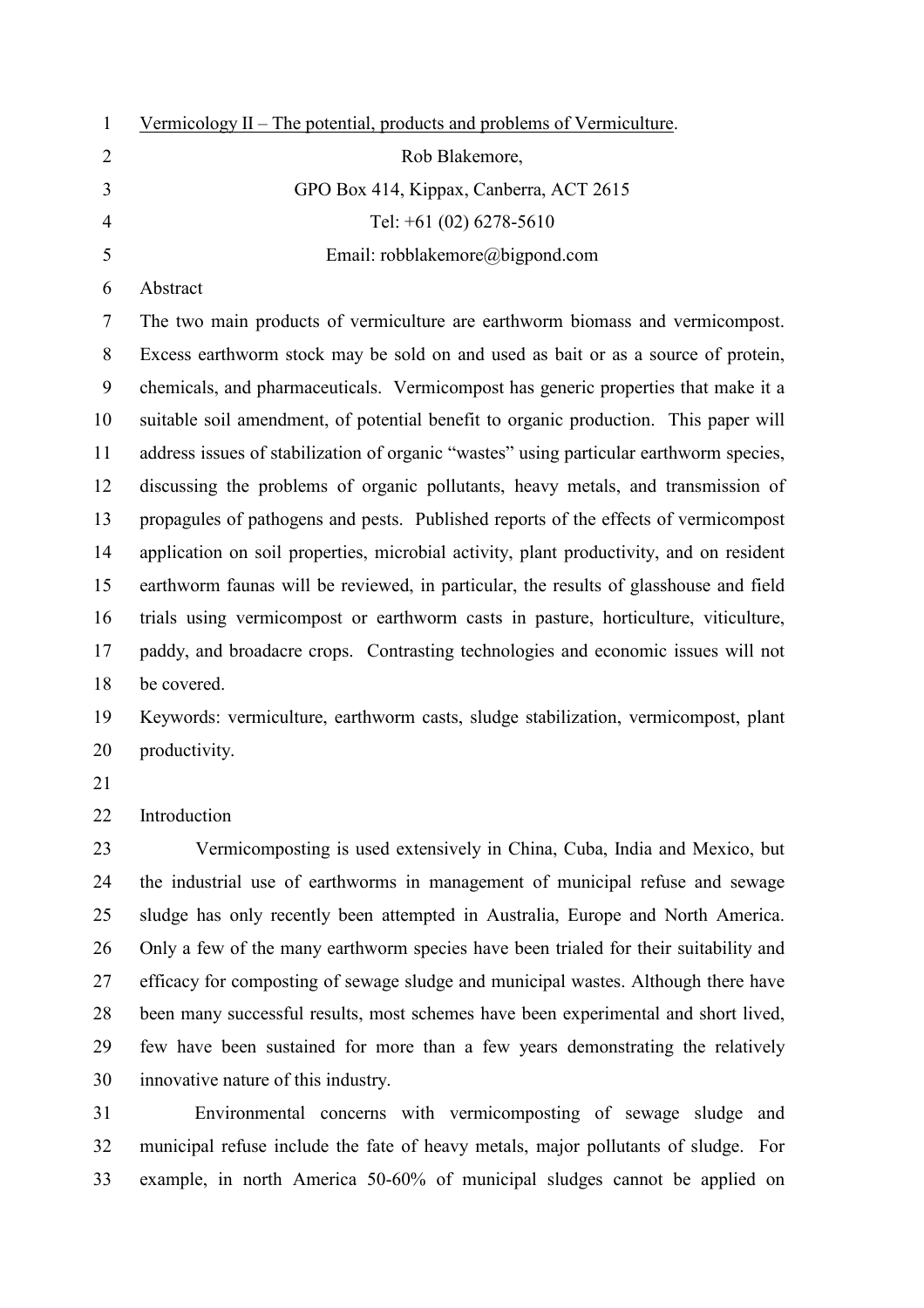# Vermicology II – The potential, products and problems of Vermiculture.

Rob Blakemore,

GPO Box 414, Kippax, Canberra, ACT 2615

Tel: +61 (02) 6278-5610

Email: robblakemore@bigpond.com

## Abstract

The two main products of vermiculture are earthworm biomass and vermicompost. Excess earthworm stock may be sold on and used as bait or as a source of protein, chemicals, and pharmaceuticals. Vermicompost has generic properties that make it a suitable soil amendment, of potential benefit to organic production. This paper will address issues of stabilization of organic "wastes" using particular earthworm species, discussing the problems of organic pollutants, heavy metals, and transmission of propagules of pathogens and pests. Published reports of the effects of vermicompost application on soil properties, microbial activity, plant productivity, and on resident earthworm faunas will be reviewed, in particular, the results of glasshouse and field trials using vermicompost or earthworm casts in pasture, horticulture, viticulture, paddy, and broadacre crops. Contrasting technologies and economic issues will not be covered.

Keywords: vermiculture, earthworm casts, sludge stabilization, vermicompost, plant productivity.

## Introduction

Vermicomposting is used extensively in China, Cuba, India and Mexico, but the industrial use of earthworms in management of municipal refuse and sewage sludge has only recently been attempted in Australia, Europe and North America. Only a few of the many earthworm species have been trialed for their suitability and efficacy for composting of sewage sludge and municipal wastes. Although there have been many successful results, most schemes have been experimental and short lived, few have been sustained for more than a few years demonstrating the relatively innovative nature of this industry.

Environmental concerns with vermicomposting of sewage sludge and municipal refuse include the fate of heavy metals, major pollutants of sludge. For example, in north America 50-60% of municipal sludges cannot be applied on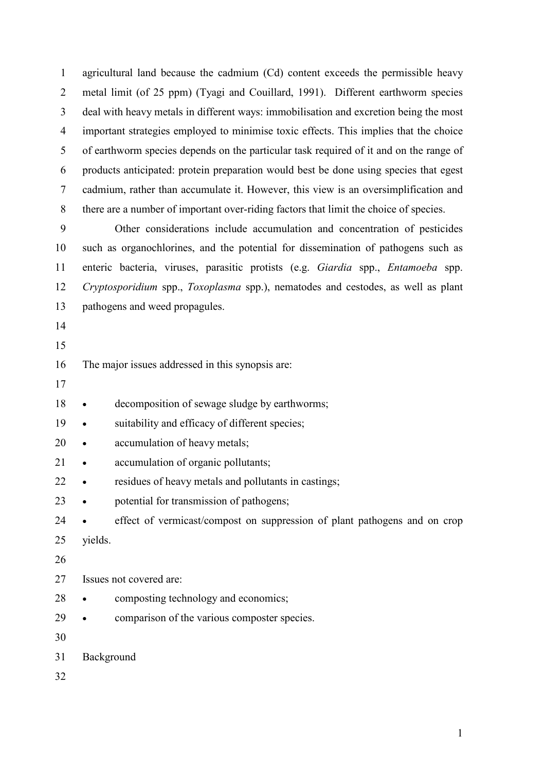agricultural land because the cadmium (Cd) content exceeds the permissible heavy metal limit (of 25 ppm) (Tyagi and Couillard, 1991). Different earthworm species deal with heavy metals in different ways: immobilisation and excretion being the most important strategies employed to minimise toxic effects. This implies that the choice of earthworm species depends on the particular task required of it and on the range of products anticipated: protein preparation would best be done using species that egest cadmium, rather than accumulate it. However, this view is an oversimplification and there are a number of important over-riding factors that limit the choice of species.

Other considerations include accumulation and concentration of pesticides such as organochlorines, and the potential for dissemination of pathogens such as enteric bacteria, viruses, parasitic protists (e.g. *Giardia* spp., *Entamoeba* spp. *Cryptosporidium* spp., *Toxoplasma* spp.), nematodes and cestodes, as well as plant pathogens and weed propagules.

The major issues addressed in this synopsis are:

- decomposition of sewage sludge by earthworms;
- suitability and efficacy of different species;
- accumulation of heavy metals;
- accumulation of organic pollutants;
- residues of heavy metals and pollutants in castings;
- potential for transmission of pathogens;
- effect of vermicast/compost on suppression of plant pathogens and on crop yields.

Issues not covered are:

- composting technology and economics;
- comparison of the various composter species.

## Background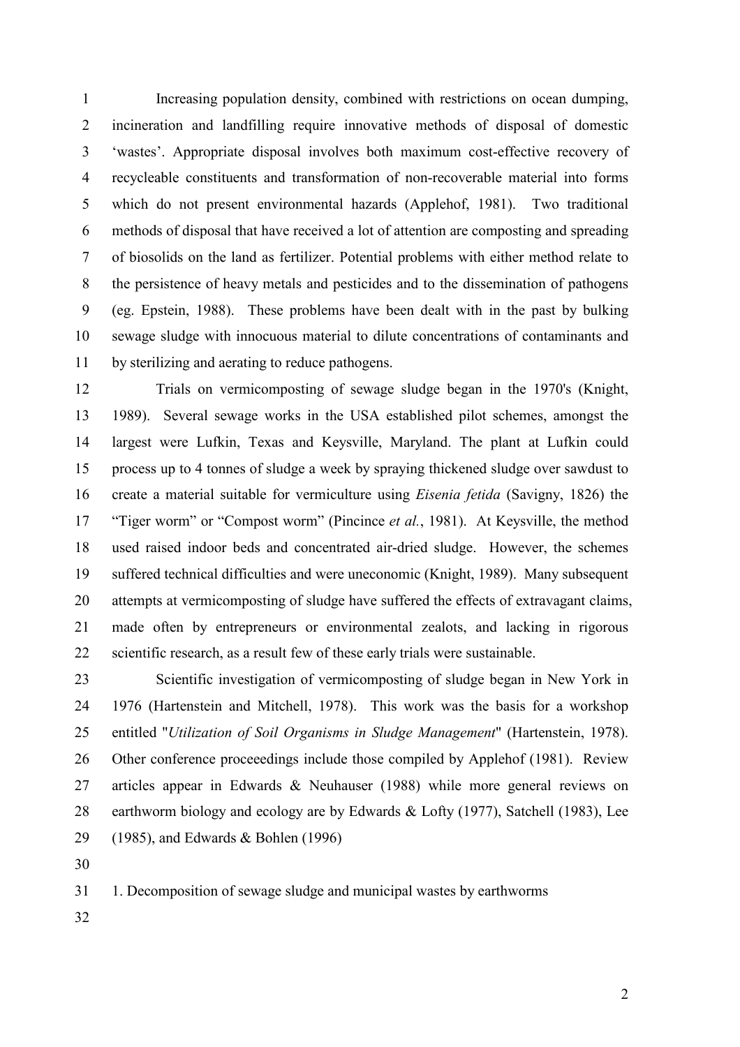Increasing population density, combined with restrictions on ocean dumping, incineration and landfilling require innovative methods of disposal of domestic 'wastes'. Appropriate disposal involves both maximum cost-effective recovery of recycleable constituents and transformation of non-recoverable material into forms which do not present environmental hazards (Applehof, 1981). Two traditional methods of disposal that have received a lot of attention are composting and spreading of biosolids on the land as fertilizer. Potential problems with either method relate to the persistence of heavy metals and pesticides and to the dissemination of pathogens (eg. Epstein, 1988). These problems have been dealt with in the past by bulking sewage sludge with innocuous material to dilute concentrations of contaminants and by sterilizing and aerating to reduce pathogens.

Trials on vermicomposting of sewage sludge began in the 1970's (Knight, 1989). Several sewage works in the USA established pilot schemes, amongst the largest were Lufkin, Texas and Keysville, Maryland. The plant at Lufkin could process up to 4 tonnes of sludge a week by spraying thickened sludge over sawdust to create a material suitable for vermiculture using *Eisenia fetida* (Savigny, 1826) the "Tiger worm" or "Compost worm" (Pincince *et al.*, 1981). At Keysville, the method used raised indoor beds and concentrated air-dried sludge. However, the schemes suffered technical difficulties and were uneconomic (Knight, 1989). Many subsequent attempts at vermicomposting of sludge have suffered the effects of extravagant claims, made often by entrepreneurs or environmental zealots, and lacking in rigorous scientific research, as a result few of these early trials were sustainable.

Scientific investigation of vermicomposting of sludge began in New York in 1976 (Hartenstein and Mitchell, 1978). This work was the basis for a workshop entitled "*Utilization of Soil Organisms in Sludge Management*" (Hartenstein, 1978). Other conference proceeedings include those compiled by Applehof (1981). Review articles appear in Edwards & Neuhauser (1988) while more general reviews on earthworm biology and ecology are by Edwards & Lofty (1977), Satchell (1983), Lee (1985), and Edwards & Bohlen (1996)

## 1. Decomposition of sewage sludge and municipal wastes by earthworms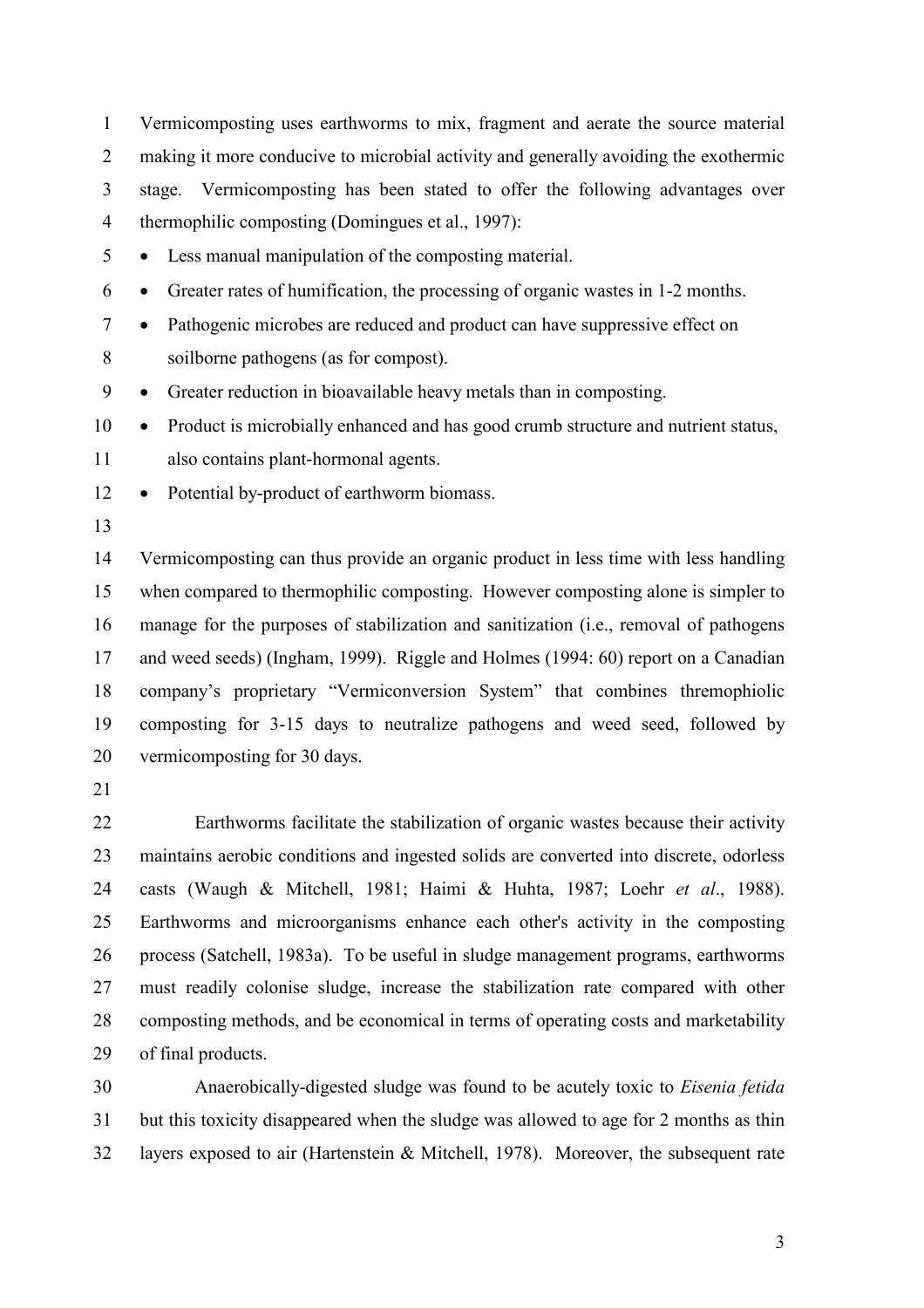Vermicomposting uses earthworms to mix, fragment and aerate the source material making it more conducive to microbial activity and generally avoiding the exothermic stage. Vermicomposting has been stated to offer the following advantages over thermophilic composting (Domingues et al., 1997):

- Less manual manipulation of the composting material.
- Greater rates of humification, the processing of organic wastes in 1-2 months.
- Pathogenic microbes are reduced and product can have suppressive effect on soilborne pathogens (as for compost).
- Greater reduction in bioavailable heavy metals than in composting.
- Product is microbially enhanced and has good crumb structure and nutrient status, also contains plant-hormonal agents.
- Potential by-product of earthworm biomass.

Vermicomposting can thus provide an organic product in less time with less handling when compared to thermophilic composting. However composting alone is simpler to manage for the purposes of stabilization and sanitization (i.e., removal of pathogens and weed seeds) (Ingham, 1999). Riggle and Holmes (1994: 60) report on a Canadian company's proprietary "Vermiconversion System" that combines thremophiolic composting for 3-15 days to neutralize pathogens and weed seed, followed by vermicomposting for 30 days.

Earthworms facilitate the stabilization of organic wastes because their activity maintains aerobic conditions and ingested solids are converted into discrete, odorless casts (Waugh & Mitchell, 1981; Haimi & Huhta, 1987; Loehr *et al*., 1988). Earthworms and microorganisms enhance each other's activity in the composting process (Satchell, 1983a). To be useful in sludge management programs, earthworms must readily colonise sludge, increase the stabilization rate compared with other composting methods, and be economical in terms of operating costs and marketability of final products.

Anaerobically-digested sludge was found to be acutely toxic to *Eisenia fetida* but this toxicity disappeared when the sludge was allowed to age for 2 months as thin layers exposed to air (Hartenstein & Mitchell, 1978). Moreover, the subsequent rate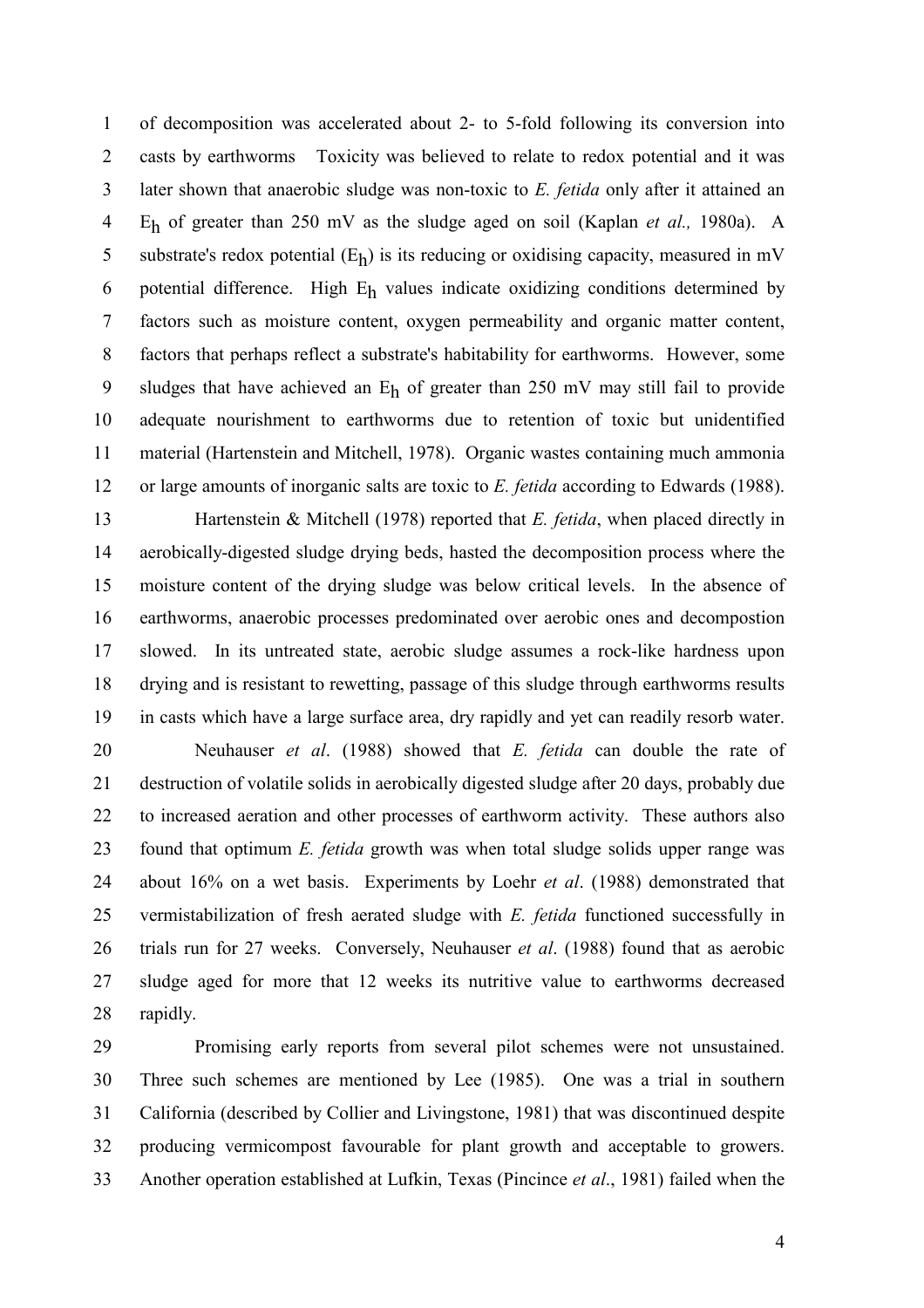of decomposition was accelerated about 2- to 5-fold following its conversion into casts by earthworms   Toxicity was believed to relate to redox potential and it was later shown that anaerobic sludge was non-toxic to *E. fetida* only after it attained an $E_h$ of greater than 250 mV as the sludge aged on soil (Kaplan *et al.,* 1980a). A substrate's redox potential ($E_h$) is its reducing or oxidising capacity, measured in mV potential difference. High $E_h$ values indicate oxidizing conditions determined by factors such as moisture content, oxygen permeability and organic matter content, factors that perhaps reflect a substrate's habitability for earthworms. However, some sludges that have achieved an $E_h$ of greater than 250 mV may still fail to provide adequate nourishment to earthworms due to retention of toxic but unidentified material (Hartenstein and Mitchell, 1978). Organic wastes containing much ammonia or large amounts of inorganic salts are toxic to *E. fetida* according to Edwards (1988).

Hartenstein & Mitchell (1978) reported that *E. fetida*, when placed directly in aerobically-digested sludge drying beds, hasted the decomposition process where the moisture content of the drying sludge was below critical levels. In the absence of earthworms, anaerobic processes predominated over aerobic ones and decompostion slowed. In its untreated state, aerobic sludge assumes a rock-like hardness upon drying and is resistant to rewetting, passage of this sludge through earthworms results in casts which have a large surface area, dry rapidly and yet can readily resorb water.

Neuhauser *et al*. (1988) showed that *E. fetida* can double the rate of destruction of volatile solids in aerobically digested sludge after 20 days, probably due to increased aeration and other processes of earthworm activity. These authors also found that optimum *E. fetida* growth was when total sludge solids upper range was about 16% on a wet basis. Experiments by Loehr *et al*. (1988) demonstrated that vermistabilization of fresh aerated sludge with *E. fetida* functioned successfully in trials run for 27 weeks. Conversely, Neuhauser *et al*. (1988) found that as aerobic sludge aged for more that 12 weeks its nutritive value to earthworms decreased rapidly.

Promising early reports from several pilot schemes were not unsustained. Three such schemes are mentioned by Lee (1985). One was a trial in southern California (described by Collier and Livingstone, 1981) that was discontinued despite producing vermicompost favourable for plant growth and acceptable to growers. Another operation established at Lufkin, Texas (Pincince *et al*., 1981) failed when the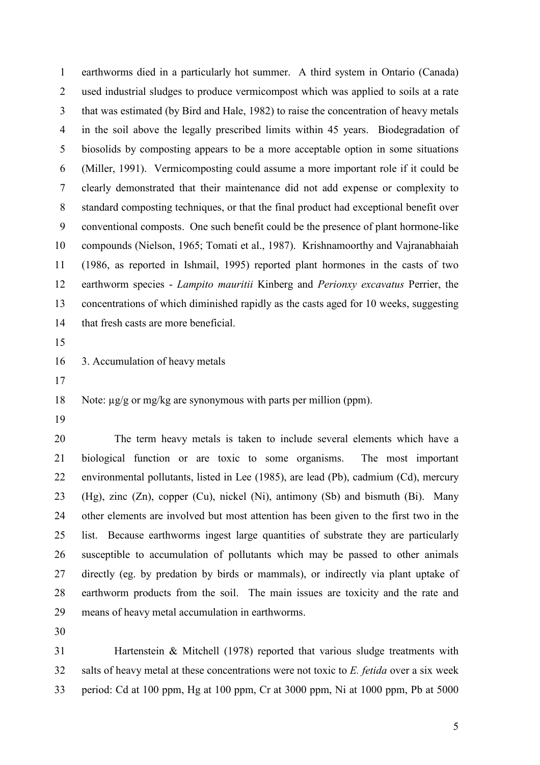earthworms died in a particularly hot summer. A third system in Ontario (Canada) used industrial sludges to produce vermicompost which was applied to soils at a rate that was estimated (by Bird and Hale, 1982) to raise the concentration of heavy metals in the soil above the legally prescribed limits within 45 years. Biodegradation of biosolids by composting appears to be a more acceptable option in some situations (Miller, 1991). Vermicomposting could assume a more important role if it could be clearly demonstrated that their maintenance did not add expense or complexity to standard composting techniques, or that the final product had exceptional benefit over conventional composts. One such benefit could be the presence of plant hormone-like compounds (Nielson, 1965; Tomati et al., 1987). Krishnamoorthy and Vajranabhaiah (1986, as reported in Ishmail, 1995) reported plant hormones in the casts of two earthworm species - *Lampito mauritii* Kinberg and *Perionxy excavatus* Perrier, the concentrations of which diminished rapidly as the casts aged for 10 weeks, suggesting that fresh casts are more beneficial.

## 3. Accumulation of heavy metals

Note: µg/g or mg/kg are synonymous with parts per million (ppm).

The term heavy metals is taken to include several elements which have a biological function or are toxic to some organisms. The most important environmental pollutants, listed in Lee (1985), are lead (Pb), cadmium (Cd), mercury (Hg), zinc (Zn), copper (Cu), nickel (Ni), antimony (Sb) and bismuth (Bi). Many other elements are involved but most attention has been given to the first two in the list. Because earthworms ingest large quantities of substrate they are particularly susceptible to accumulation of pollutants which may be passed to other animals directly (eg. by predation by birds or mammals), or indirectly via plant uptake of earthworm products from the soil. The main issues are toxicity and the rate and means of heavy metal accumulation in earthworms.

Hartenstein & Mitchell (1978) reported that various sludge treatments with salts of heavy metal at these concentrations were not toxic to *E. fetida* over a six week period: Cd at 100 ppm, Hg at 100 ppm, Cr at 3000 ppm, Ni at 1000 ppm, Pb at 5000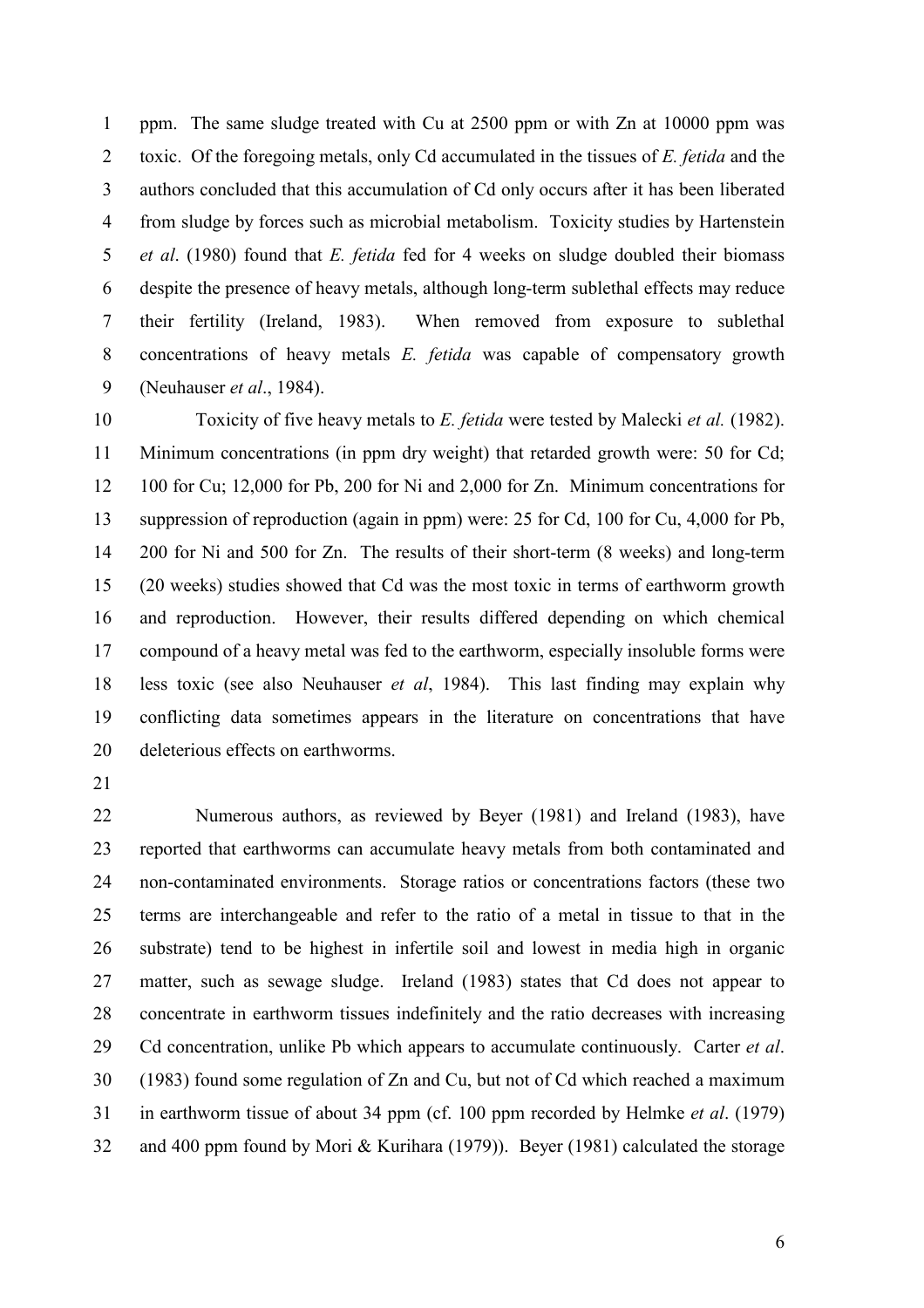ppm. The same sludge treated with Cu at 2500 ppm or with Zn at 10000 ppm was toxic. Of the foregoing metals, only Cd accumulated in the tissues of *E. fetida* and the authors concluded that this accumulation of Cd only occurs after it has been liberated from sludge by forces such as microbial metabolism. Toxicity studies by Hartenstein *et al*. (1980) found that *E. fetida* fed for 4 weeks on sludge doubled their biomass despite the presence of heavy metals, although long-term sublethal effects may reduce their fertility (Ireland, 1983). When removed from exposure to sublethal concentrations of heavy metals *E. fetida* was capable of compensatory growth (Neuhauser *et al*., 1984).

Toxicity of five heavy metals to *E. fetida* were tested by Malecki *et al.* (1982). Minimum concentrations (in ppm dry weight) that retarded growth were: 50 for Cd; 100 for Cu; 12,000 for Pb, 200 for Ni and 2,000 for Zn. Minimum concentrations for suppression of reproduction (again in ppm) were: 25 for Cd, 100 for Cu, 4,000 for Pb, 200 for Ni and 500 for Zn. The results of their short-term (8 weeks) and long-term (20 weeks) studies showed that Cd was the most toxic in terms of earthworm growth and reproduction. However, their results differed depending on which chemical compound of a heavy metal was fed to the earthworm, especially insoluble forms were less toxic (see also Neuhauser *et al*, 1984). This last finding may explain why conflicting data sometimes appears in the literature on concentrations that have deleterious effects on earthworms.

Numerous authors, as reviewed by Beyer (1981) and Ireland (1983), have reported that earthworms can accumulate heavy metals from both contaminated and non-contaminated environments. Storage ratios or concentrations factors (these two terms are interchangeable and refer to the ratio of a metal in tissue to that in the substrate) tend to be highest in infertile soil and lowest in media high in organic matter, such as sewage sludge. Ireland (1983) states that Cd does not appear to concentrate in earthworm tissues indefinitely and the ratio decreases with increasing Cd concentration, unlike Pb which appears to accumulate continuously. Carter *et al*. (1983) found some regulation of Zn and Cu, but not of Cd which reached a maximum in earthworm tissue of about 34 ppm (cf. 100 ppm recorded by Helmke *et al*. (1979) and 400 ppm found by Mori & Kurihara (1979)). Beyer (1981) calculated the storage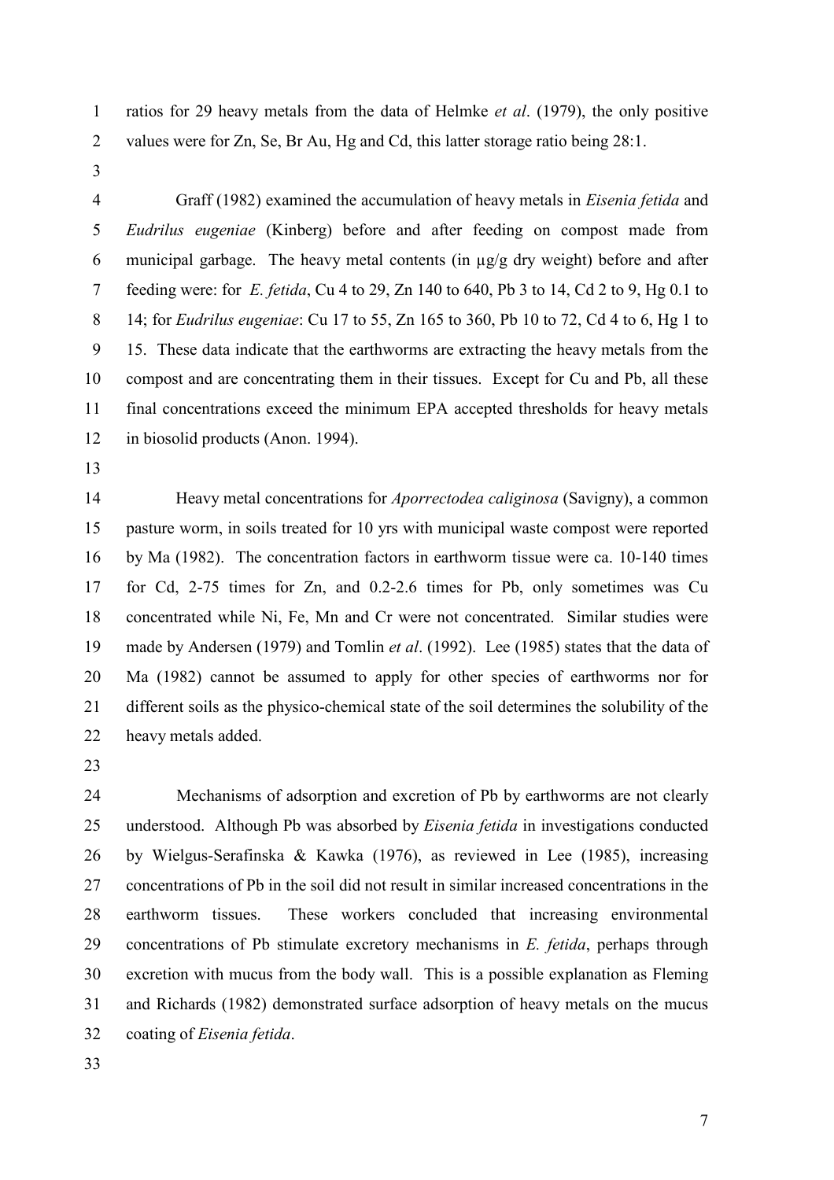ratios for 29 heavy metals from the data of Helmke *et al*. (1979), the only positive values were for Zn, Se, Br Au, Hg and Cd, this latter storage ratio being 28:1.

Graff (1982) examined the accumulation of heavy metals in *Eisenia fetida* and *Eudrilus eugeniae* (Kinberg) before and after feeding on compost made from municipal garbage. The heavy metal contents (in µg/g dry weight) before and after feeding were: for *E. fetida*, Cu 4 to 29, Zn 140 to 640, Pb 3 to 14, Cd 2 to 9, Hg 0.1 to 14; for *Eudrilus eugeniae*: Cu 17 to 55, Zn 165 to 360, Pb 10 to 72, Cd 4 to 6, Hg 1 to 15. These data indicate that the earthworms are extracting the heavy metals from the compost and are concentrating them in their tissues. Except for Cu and Pb, all these final concentrations exceed the minimum EPA accepted thresholds for heavy metals in biosolid products (Anon. 1994).

Heavy metal concentrations for *Aporrectodea caliginosa* (Savigny), a common pasture worm, in soils treated for 10 yrs with municipal waste compost were reported by Ma (1982). The concentration factors in earthworm tissue were ca. 10-140 times for Cd, 2-75 times for Zn, and 0.2-2.6 times for Pb, only sometimes was Cu concentrated while Ni, Fe, Mn and Cr were not concentrated. Similar studies were made by Andersen (1979) and Tomlin *et al*. (1992). Lee (1985) states that the data of Ma (1982) cannot be assumed to apply for other species of earthworms nor for different soils as the physico-chemical state of the soil determines the solubility of the heavy metals added.

Mechanisms of adsorption and excretion of Pb by earthworms are not clearly understood. Although Pb was absorbed by *Eisenia fetida* in investigations conducted by Wielgus-Serafinska & Kawka (1976), as reviewed in Lee (1985), increasing concentrations of Pb in the soil did not result in similar increased concentrations in the earthworm tissues. These workers concluded that increasing environmental concentrations of Pb stimulate excretory mechanisms in *E. fetida*, perhaps through excretion with mucus from the body wall. This is a possible explanation as Fleming and Richards (1982) demonstrated surface adsorption of heavy metals on the mucus coating of *Eisenia fetida*.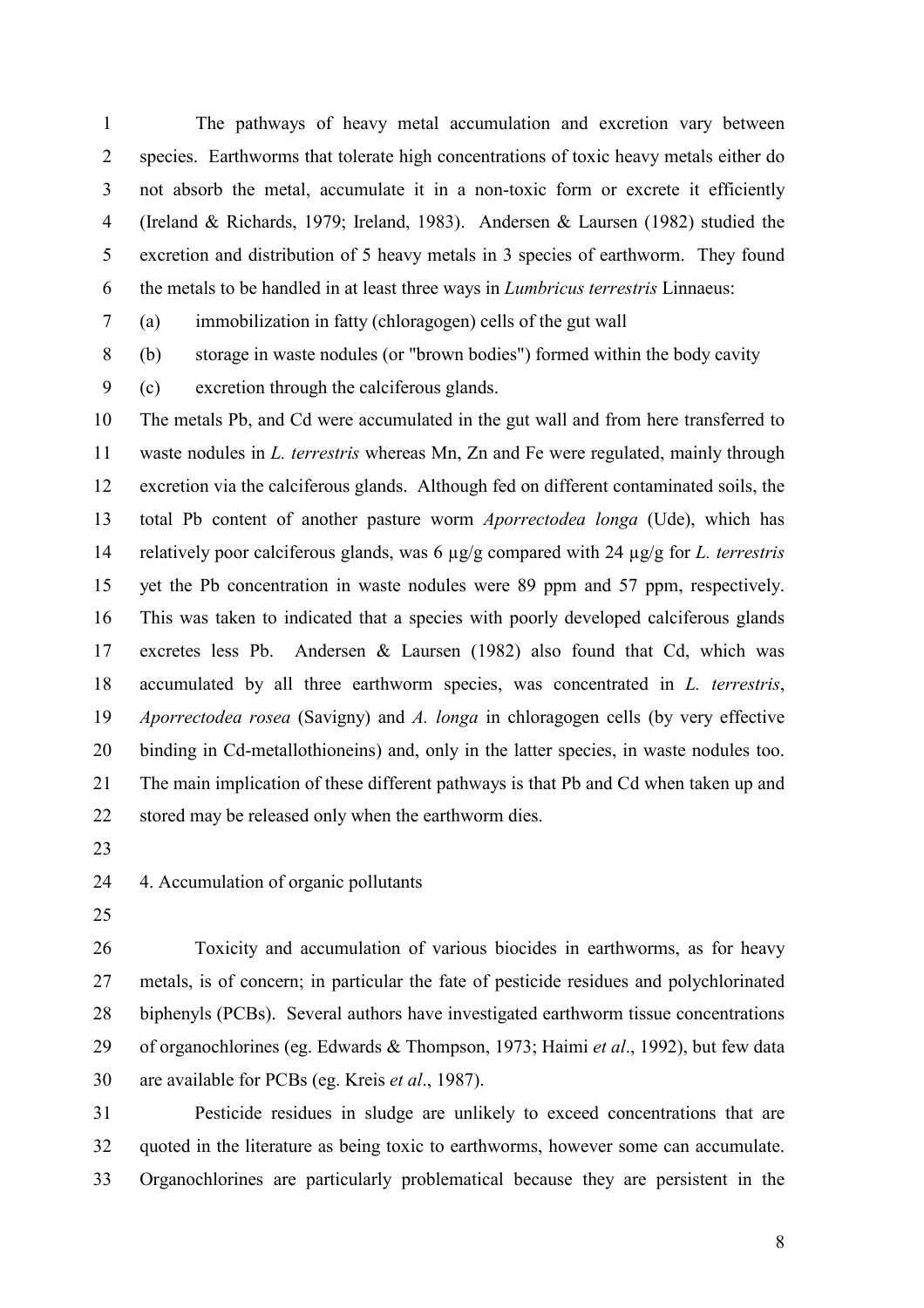The pathways of heavy metal accumulation and excretion vary between species. Earthworms that tolerate high concentrations of toxic heavy metals either do not absorb the metal, accumulate it in a non-toxic form or excrete it efficiently (Ireland & Richards, 1979; Ireland, 1983). Andersen & Laursen (1982) studied the excretion and distribution of 5 heavy metals in 3 species of earthworm. They found the metals to be handled in at least three ways in *Lumbricus terrestris* Linnaeus:

(a) immobilization in fatty (chloragogen) cells of the gut wall

(b) storage in waste nodules (or "brown bodies") formed within the body cavity

(c) excretion through the calciferous glands.

The metals Pb, and Cd were accumulated in the gut wall and from here transferred to waste nodules in *L. terrestris* whereas Mn, Zn and Fe were regulated, mainly through excretion via the calciferous glands. Although fed on different contaminated soils, the total Pb content of another pasture worm *Aporrectodea longa* (Ude), which has relatively poor calciferous glands, was 6 µg/g compared with 24 µg/g for *L. terrestris* yet the Pb concentration in waste nodules were 89 ppm and 57 ppm, respectively. This was taken to indicated that a species with poorly developed calciferous glands excretes less Pb. Andersen & Laursen (1982) also found that Cd, which was accumulated by all three earthworm species, was concentrated in *L. terrestris*, *Aporrectodea rosea* (Savigny) and *A. longa* in chloragogen cells (by very effective binding in Cd-metallothioneins) and, only in the latter species, in waste nodules too. The main implication of these different pathways is that Pb and Cd when taken up and stored may be released only when the earthworm dies.

## 4. Accumulation of organic pollutants

Toxicity and accumulation of various biocides in earthworms, as for heavy metals, is of concern; in particular the fate of pesticide residues and polychlorinated biphenyls (PCBs). Several authors have investigated earthworm tissue concentrations of organochlorines (eg. Edwards & Thompson, 1973; Haimi *et al*., 1992), but few data are available for PCBs (eg. Kreis *et al*., 1987).

Pesticide residues in sludge are unlikely to exceed concentrations that are quoted in the literature as being toxic to earthworms, however some can accumulate. Organochlorines are particularly problematical because they are persistent in the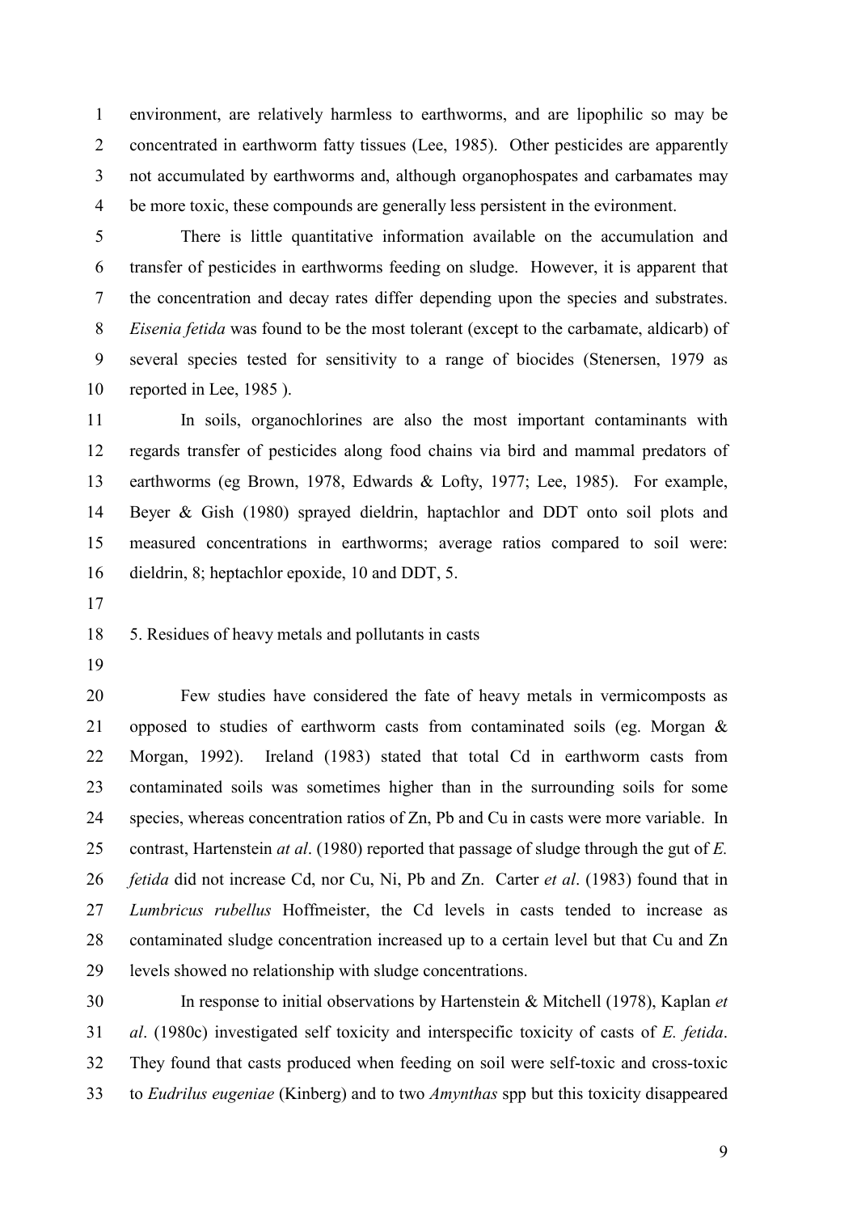environment, are relatively harmless to earthworms, and are lipophilic so may be concentrated in earthworm fatty tissues (Lee, 1985). Other pesticides are apparently not accumulated by earthworms and, although organophospates and carbamates may be more toxic, these compounds are generally less persistent in the evironment.

There is little quantitative information available on the accumulation and transfer of pesticides in earthworms feeding on sludge. However, it is apparent that the concentration and decay rates differ depending upon the species and substrates. *Eisenia fetida* was found to be the most tolerant (except to the carbamate, aldicarb) of several species tested for sensitivity to a range of biocides (Stenersen, 1979 as reported in Lee, 1985 ).

In soils, organochlorines are also the most important contaminants with regards transfer of pesticides along food chains via bird and mammal predators of earthworms (eg Brown, 1978, Edwards & Lofty, 1977; Lee, 1985). For example, Beyer & Gish (1980) sprayed dieldrin, haptachlor and DDT onto soil plots and measured concentrations in earthworms; average ratios compared to soil were: dieldrin, 8; heptachlor epoxide, 10 and DDT, 5.

## 5. Residues of heavy metals and pollutants in casts

Few studies have considered the fate of heavy metals in vermicomposts as opposed to studies of earthworm casts from contaminated soils (eg. Morgan & Morgan, 1992). Ireland (1983) stated that total Cd in earthworm casts from contaminated soils was sometimes higher than in the surrounding soils for some species, whereas concentration ratios of Zn, Pb and Cu in casts were more variable. In contrast, Hartenstein *at al*. (1980) reported that passage of sludge through the gut of *E. fetida* did not increase Cd, nor Cu, Ni, Pb and Zn. Carter *et al*. (1983) found that in *Lumbricus rubellus* Hoffmeister, the Cd levels in casts tended to increase as contaminated sludge concentration increased up to a certain level but that Cu and Zn levels showed no relationship with sludge concentrations.

In response to initial observations by Hartenstein & Mitchell (1978), Kaplan *et al*. (1980c) investigated self toxicity and interspecific toxicity of casts of *E. fetida*. They found that casts produced when feeding on soil were self-toxic and cross-toxic to *Eudrilus eugeniae* (Kinberg) and to two *Amynthas* spp but this toxicity disappeared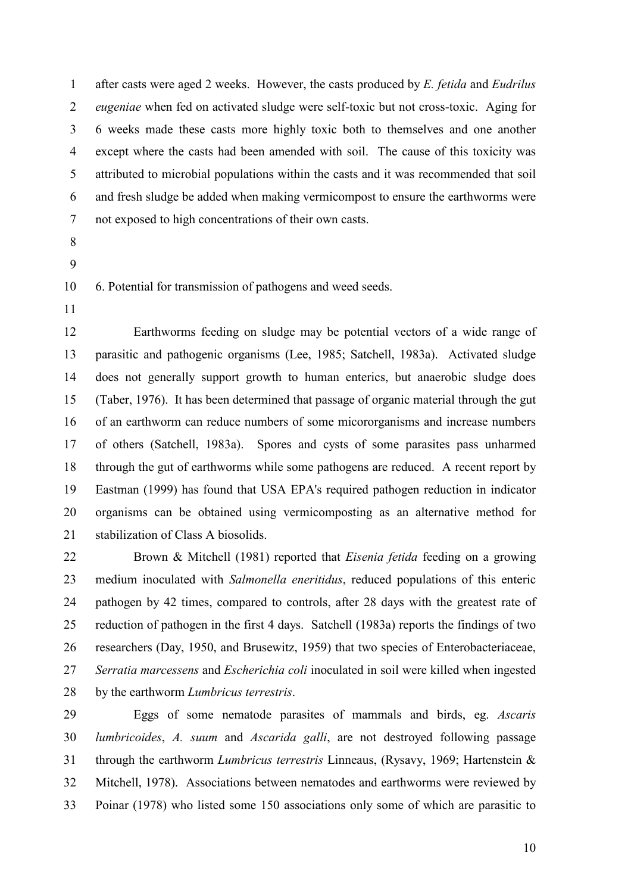after casts were aged 2 weeks. However, the casts produced by *E. fetida* and *Eudrilus eugeniae* when fed on activated sludge were self-toxic but not cross-toxic. Aging for 6 weeks made these casts more highly toxic both to themselves and one another except where the casts had been amended with soil. The cause of this toxicity was attributed to microbial populations within the casts and it was recommended that soil and fresh sludge be added when making vermicompost to ensure the earthworms were not exposed to high concentrations of their own casts.

## 6. Potential for transmission of pathogens and weed seeds.

Earthworms feeding on sludge may be potential vectors of a wide range of parasitic and pathogenic organisms (Lee, 1985; Satchell, 1983a). Activated sludge does not generally support growth to human enterics, but anaerobic sludge does (Taber, 1976). It has been determined that passage of organic material through the gut of an earthworm can reduce numbers of some microrganisms and increase numbers of others (Satchell, 1983a). Spores and cysts of some parasites pass unharmed through the gut of earthworms while some pathogens are reduced. A recent report by Eastman (1999) has found that USA EPA's required pathogen reduction in indicator organisms can be obtained using vermicomposting as an alternative method for stabilization of Class A biosolids.

Brown & Mitchell (1981) reported that *Eisenia fetida* feeding on a growing medium inoculated with *Salmonella eneritidus*, reduced populations of this enteric pathogen by 42 times, compared to controls, after 28 days with the greatest rate of reduction of pathogen in the first 4 days. Satchell (1983a) reports the findings of two researchers (Day, 1950, and Brusewitz, 1959) that two species of Enterobacteriaceae, *Serratia marcessens* and *Escherichia coli* inoculated in soil were killed when ingested by the earthworm *Lumbricus terrestris*.

Eggs of some nematode parasites of mammals and birds, eg. *Ascaris lumbricoides*, *A. suum* and *Ascarida galli*, are not destroyed following passage through the earthworm *Lumbricus terrestris* Linneaus, (Rysavy, 1969; Hartenstein & Mitchell, 1978). Associations between nematodes and earthworms were reviewed by Poinar (1978) who listed some 150 associations only some of which are parasitic to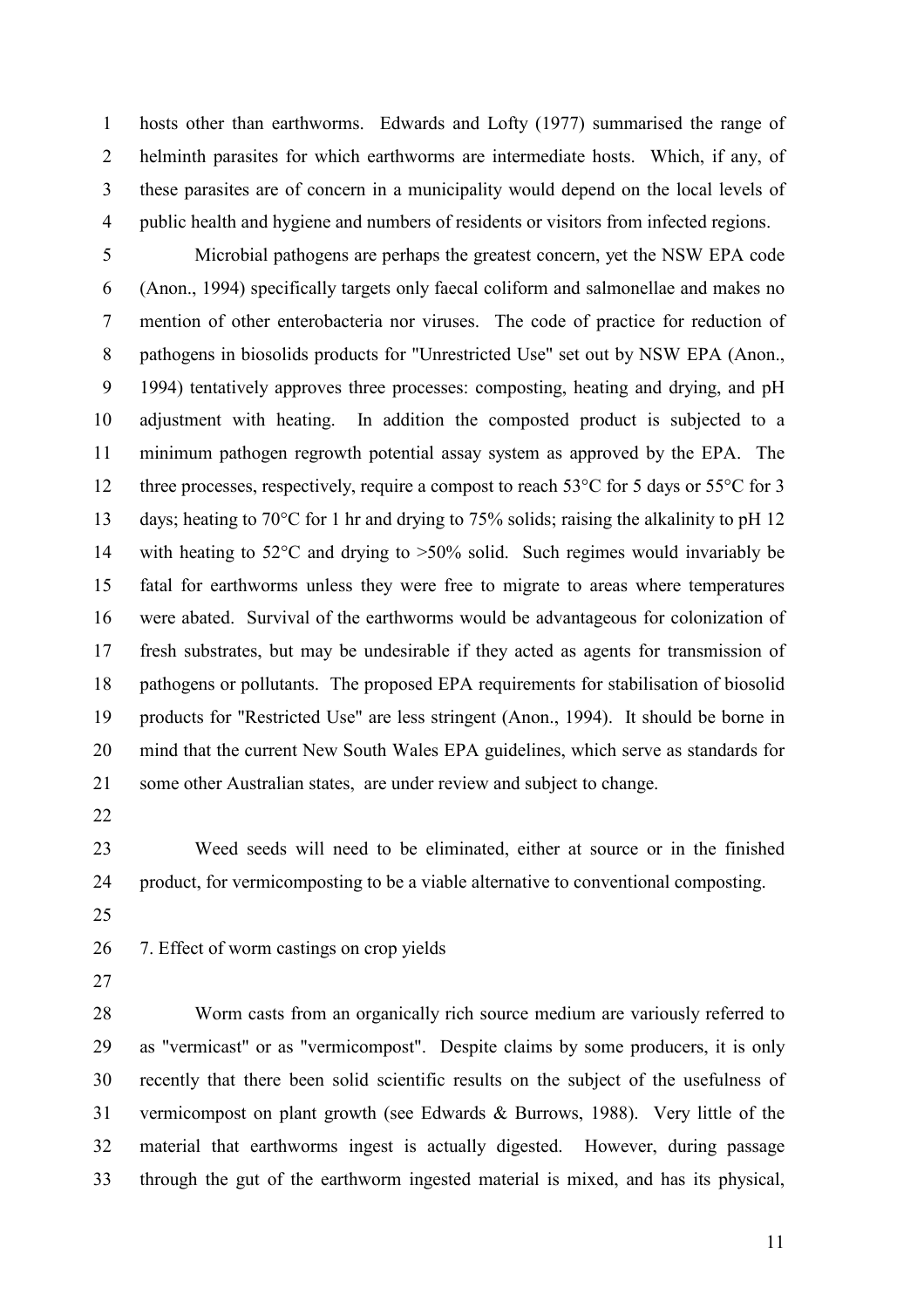hosts other than earthworms. Edwards and Lofty (1977) summarised the range of helminth parasites for which earthworms are intermediate hosts. Which, if any, of these parasites are of concern in a municipality would depend on the local levels of public health and hygiene and numbers of residents or visitors from infected regions.

Microbial pathogens are perhaps the greatest concern, yet the NSW EPA code (Anon., 1994) specifically targets only faecal coliform and salmonellae and makes no mention of other enterobacteria nor viruses. The code of practice for reduction of pathogens in biosolids products for "Unrestricted Use" set out by NSW EPA (Anon., 1994) tentatively approves three processes: composting, heating and drying, and pH adjustment with heating. In addition the composted product is subjected to a minimum pathogen regrowth potential assay system as approved by the EPA. The three processes, respectively, require a compost to reach 53°C for 5 days or 55°C for 3 days; heating to 70°C for 1 hr and drying to 75% solids; raising the alkalinity to pH 12 with heating to 52°C and drying to >50% solid. Such regimes would invariably be fatal for earthworms unless they were free to migrate to areas where temperatures were abated. Survival of the earthworms would be advantageous for colonization of fresh substrates, but may be undesirable if they acted as agents for transmission of pathogens or pollutants. The proposed EPA requirements for stabilisation of biosolid products for "Restricted Use" are less stringent (Anon., 1994). It should be borne in mind that the current New South Wales EPA guidelines, which serve as standards for some other Australian states, are under review and subject to change.

Weed seeds will need to be eliminated, either at source or in the finished product, for vermicomposting to be a viable alternative to conventional composting.

## 7. Effect of worm castings on crop yields

Worm casts from an organically rich source medium are variously referred to as "vermicast" or as "vermicompost". Despite claims by some producers, it is only recently that there been solid scientific results on the subject of the usefulness of vermicompost on plant growth (see Edwards & Burrows, 1988). Very little of the material that earthworms ingest is actually digested. However, during passage through the gut of the earthworm ingested material is mixed, and has its physical,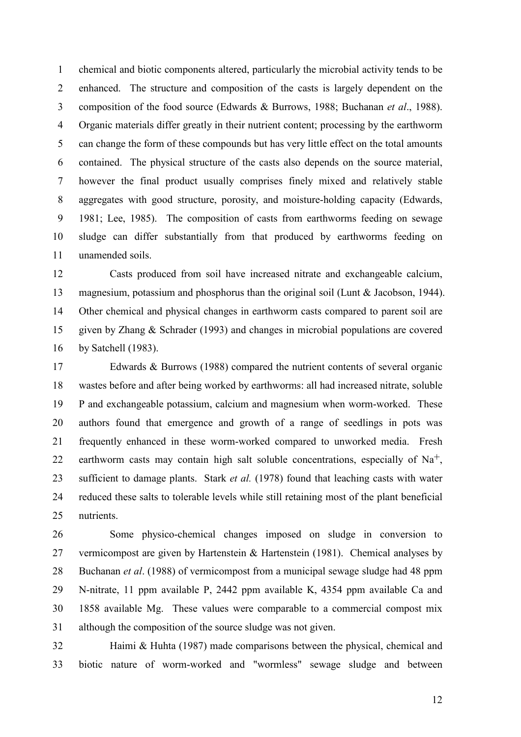chemical and biotic components altered, particularly the microbial activity tends to be enhanced. The structure and composition of the casts is largely dependent on the composition of the food source (Edwards & Burrows, 1988; Buchanan *et al*., 1988). Organic materials differ greatly in their nutrient content; processing by the earthworm can change the form of these compounds but has very little effect on the total amounts contained. The physical structure of the casts also depends on the source material, however the final product usually comprises finely mixed and relatively stable aggregates with good structure, porosity, and moisture-holding capacity (Edwards, 1981; Lee, 1985). The composition of casts from earthworms feeding on sewage sludge can differ substantially from that produced by earthworms feeding on unamended soils.

Casts produced from soil have increased nitrate and exchangeable calcium, magnesium, potassium and phosphorus than the original soil (Lunt & Jacobson, 1944). Other chemical and physical changes in earthworm casts compared to parent soil are given by Zhang & Schrader (1993) and changes in microbial populations are covered by Satchell (1983).

Edwards & Burrows (1988) compared the nutrient contents of several organic wastes before and after being worked by earthworms: all had increased nitrate, soluble P and exchangeable potassium, calcium and magnesium when worm-worked. These authors found that emergence and growth of a range of seedlings in pots was frequently enhanced in these worm-worked compared to unworked media. Fresh earthworm casts may contain high salt soluble concentrations, especially of $Na^{+}$, sufficient to damage plants. Stark *et al.* (1978) found that leaching casts with water reduced these salts to tolerable levels while still retaining most of the plant beneficial nutrients.

Some physico-chemical changes imposed on sludge in conversion to vermicompost are given by Hartenstein & Hartenstein (1981). Chemical analyses by Buchanan *et al*. (1988) of vermicompost from a municipal sewage sludge had 48 ppm N-nitrate, 11 ppm available P, 2442 ppm available K, 4354 ppm available Ca and 1858 available Mg. These values were comparable to a commercial compost mix although the composition of the source sludge was not given.

Haimi & Huhta (1987) made comparisons between the physical, chemical and biotic nature of worm-worked and "wormless" sewage sludge and between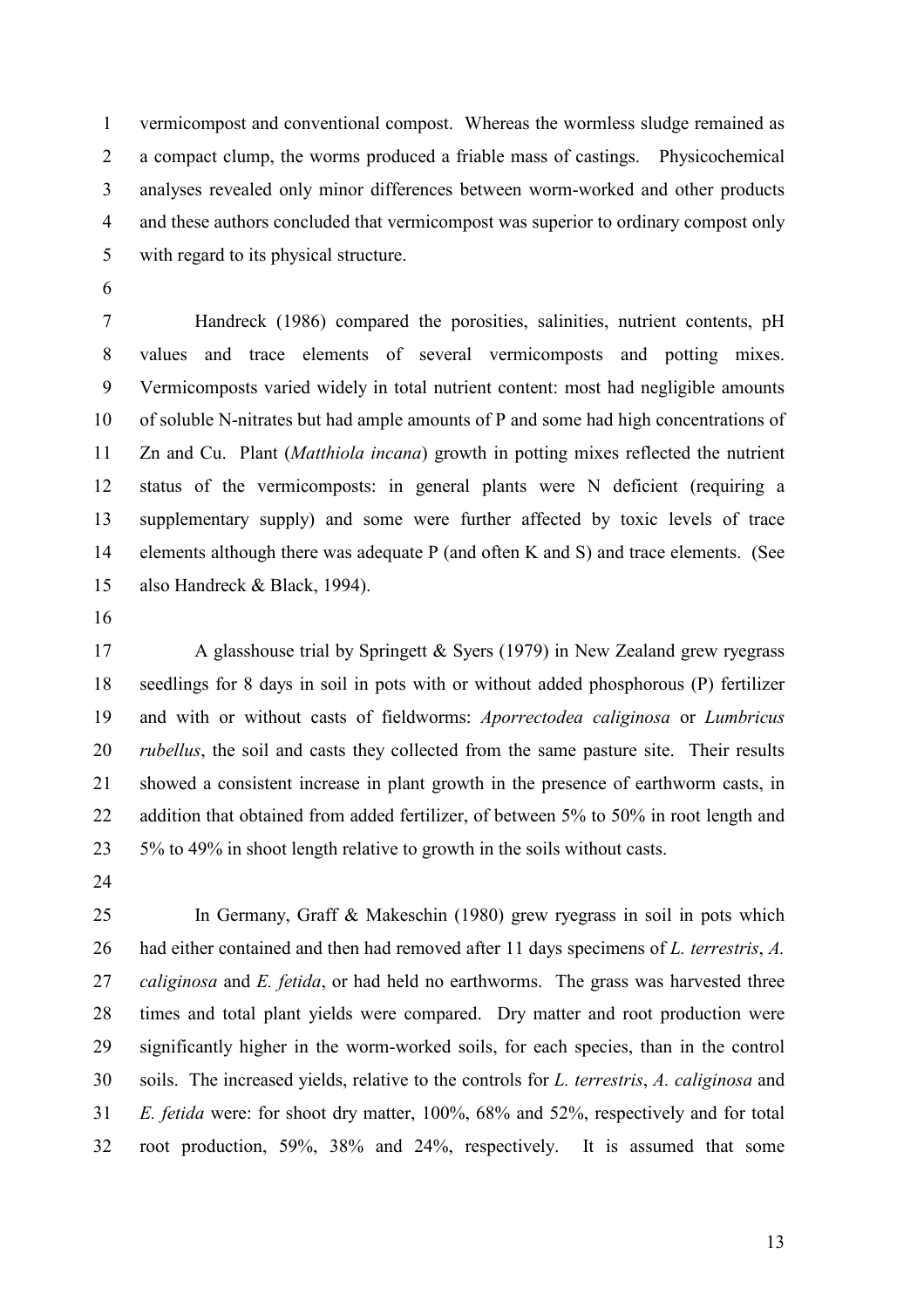vermicompost and conventional compost. Whereas the wormless sludge remained as a compact clump, the worms produced a friable mass of castings. Physicochemical analyses revealed only minor differences between worm-worked and other products and these authors concluded that vermicompost was superior to ordinary compost only with regard to its physical structure.

Handreck (1986) compared the porosities, salinities, nutrient contents, pH values and trace elements of several vermicomposts and potting mixes. Vermicomposts varied widely in total nutrient content: most had negligible amounts of soluble N-nitrates but had ample amounts of P and some had high concentrations of Zn and Cu. Plant (*Matthiola incana*) growth in potting mixes reflected the nutrient status of the vermicomposts: in general plants were N deficient (requiring a supplementary supply) and some were further affected by toxic levels of trace elements although there was adequate P (and often K and S) and trace elements. (See also Handreck & Black, 1994).

A glasshouse trial by Springett & Syers (1979) in New Zealand grew ryegrass seedlings for 8 days in soil in pots with or without added phosphorous (P) fertilizer and with or without casts of fieldworms: *Aporrectodea caliginosa* or *Lumbricus rubellus*, the soil and casts they collected from the same pasture site. Their results showed a consistent increase in plant growth in the presence of earthworm casts, in addition that obtained from added fertilizer, of between 5% to 50% in root length and 5% to 49% in shoot length relative to growth in the soils without casts.

In Germany, Graff & Makeschin (1980) grew ryegrass in soil in pots which had either contained and then had removed after 11 days specimens of *L. terrestris*, *A. caliginosa* and *E. fetida*, or had held no earthworms. The grass was harvested three times and total plant yields were compared. Dry matter and root production were significantly higher in the worm-worked soils, for each species, than in the control soils. The increased yields, relative to the controls for *L. terrestris*, *A. caliginosa* and *E. fetida* were: for shoot dry matter, 100%, 68% and 52%, respectively and for total root production, 59%, 38% and 24%, respectively. It is assumed that some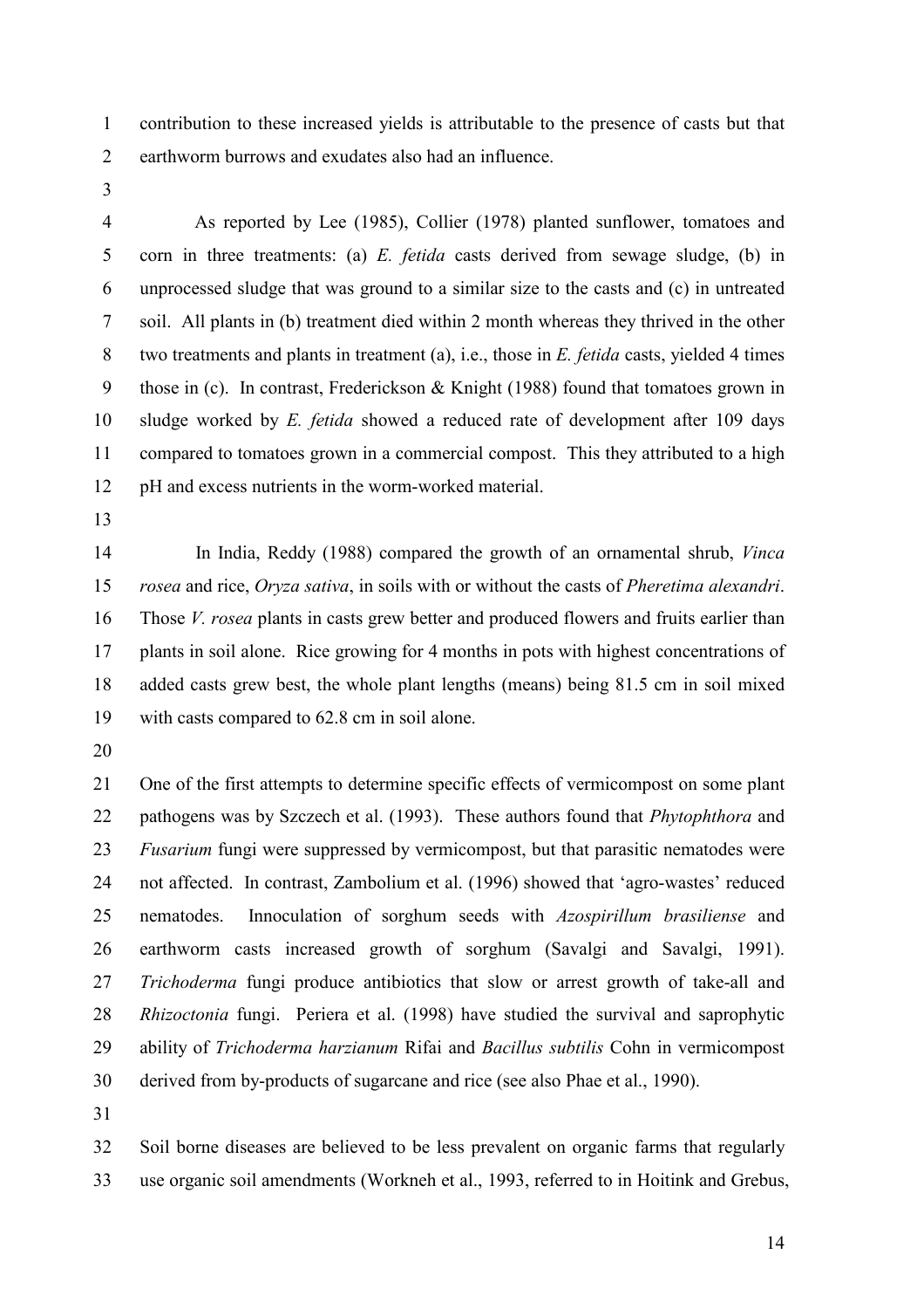contribution to these increased yields is attributable to the presence of casts but that earthworm burrows and exudates also had an influence.

As reported by Lee (1985), Collier (1978) planted sunflower, tomatoes and corn in three treatments: (a) *E. fetida* casts derived from sewage sludge, (b) in unprocessed sludge that was ground to a similar size to the casts and (c) in untreated soil. All plants in (b) treatment died within 2 month whereas they thrived in the other two treatments and plants in treatment (a), i.e., those in *E. fetida* casts, yielded 4 times those in (c). In contrast, Frederickson & Knight (1988) found that tomatoes grown in sludge worked by *E. fetida* showed a reduced rate of development after 109 days compared to tomatoes grown in a commercial compost. This they attributed to a high pH and excess nutrients in the worm-worked material.

In India, Reddy (1988) compared the growth of an ornamental shrub, *Vinca rosea* and rice, *Oryza sativa*, in soils with or without the casts of *Pheretima alexandri*. Those *V. rosea* plants in casts grew better and produced flowers and fruits earlier than plants in soil alone. Rice growing for 4 months in pots with highest concentrations of added casts grew best, the whole plant lengths (means) being 81.5 cm in soil mixed with casts compared to 62.8 cm in soil alone.

One of the first attempts to determine specific effects of vermicompost on some plant pathogens was by Szczech et al. (1993). These authors found that *Phytophthora* and *Fusarium* fungi were suppressed by vermicompost, but that parasitic nematodes were not affected. In contrast, Zambolium et al. (1996) showed that 'agro-wastes' reduced nematodes. Innoculation of sorghum seeds with *Azospirillum brasiliense* and earthworm casts increased growth of sorghum (Savalgi and Savalgi, 1991). *Trichoderma* fungi produce antibiotics that slow or arrest growth of take-all and *Rhizoctonia* fungi. Periera et al. (1998) have studied the survival and saprophytic ability of *Trichoderma harzianum* Rifai and *Bacillus subtilis* Cohn in vermicompost derived from by-products of sugarcane and rice (see also Phae et al., 1990).

Soil borne diseases are believed to be less prevalent on organic farms that regularly use organic soil amendments (Workneh et al., 1993, referred to in Hoitink and Grebus,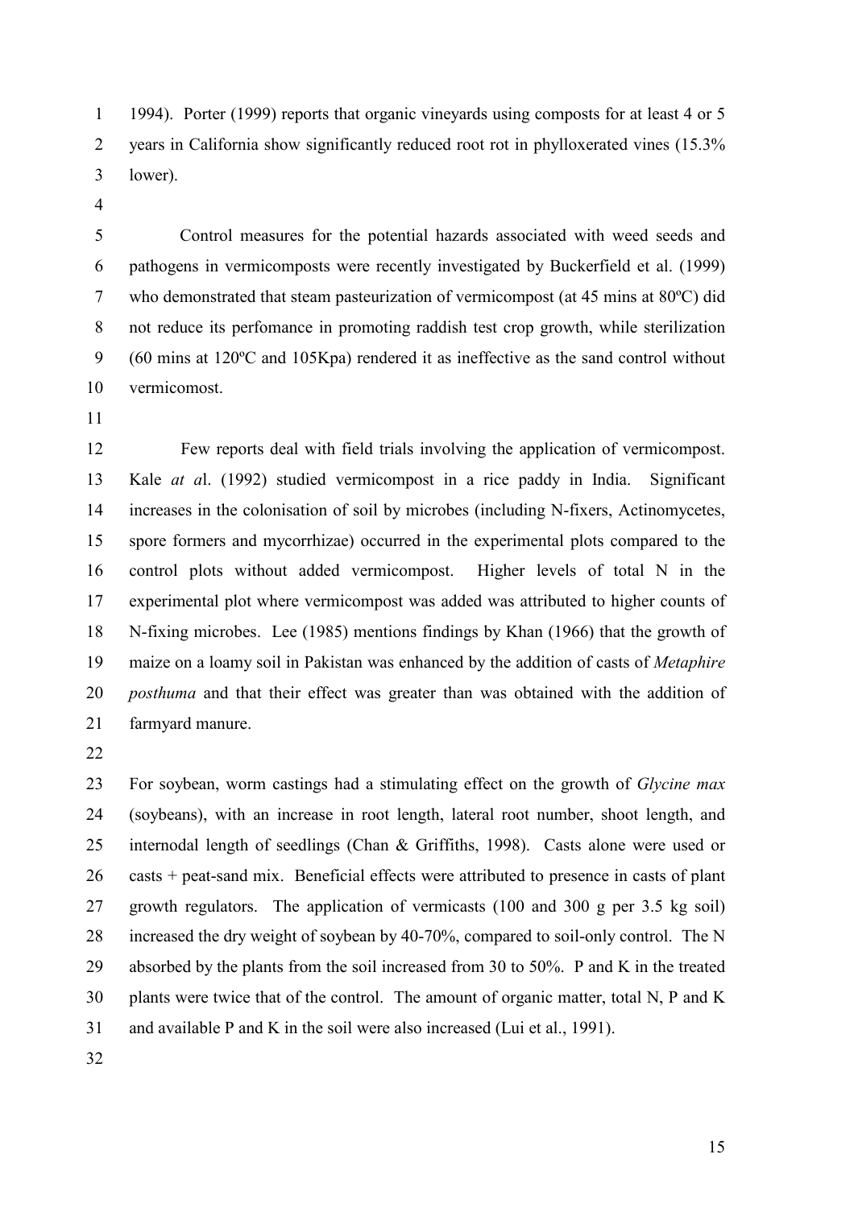1994). Porter (1999) reports that organic vineyards using composts for at least 4 or 5 years in California show significantly reduced root rot in phylloxerated vines (15.3% lower).

Control measures for the potential hazards associated with weed seeds and pathogens in vermicomposts were recently investigated by Buckerfield et al. (1999) who demonstrated that steam pasteurization of vermicompost (at 45 mins at 80ºC) did not reduce its perfomance in promoting raddish test crop growth, while sterilization (60 mins at 120ºC and 105Kpa) rendered it as ineffective as the sand control without vermicomost.

Few reports deal with field trials involving the application of vermicompost. Kale *at a*l. (1992) studied vermicompost in a rice paddy in India. Significant increases in the colonisation of soil by microbes (including N-fixers, Actinomycetes, spore formers and mycorrhizae) occurred in the experimental plots compared to the control plots without added vermicompost. Higher levels of total N in the experimental plot where vermicompost was added was attributed to higher counts of N-fixing microbes. Lee (1985) mentions findings by Khan (1966) that the growth of maize on a loamy soil in Pakistan was enhanced by the addition of casts of *Metaphire posthuma* and that their effect was greater than was obtained with the addition of farmyard manure.

For soybean, worm castings had a stimulating effect on the growth of *Glycine max* (soybeans), with an increase in root length, lateral root number, shoot length, and internodal length of seedlings (Chan & Griffiths, 1998). Casts alone were used or casts + peat-sand mix. Beneficial effects were attributed to presence in casts of plant growth regulators. The application of vermicasts (100 and 300 g per 3.5 kg soil) increased the dry weight of soybean by 40-70%, compared to soil-only control. The N absorbed by the plants from the soil increased from 30 to 50%. P and K in the treated plants were twice that of the control. The amount of organic matter, total N, P and K and available P and K in the soil were also increased (Lui et al., 1991).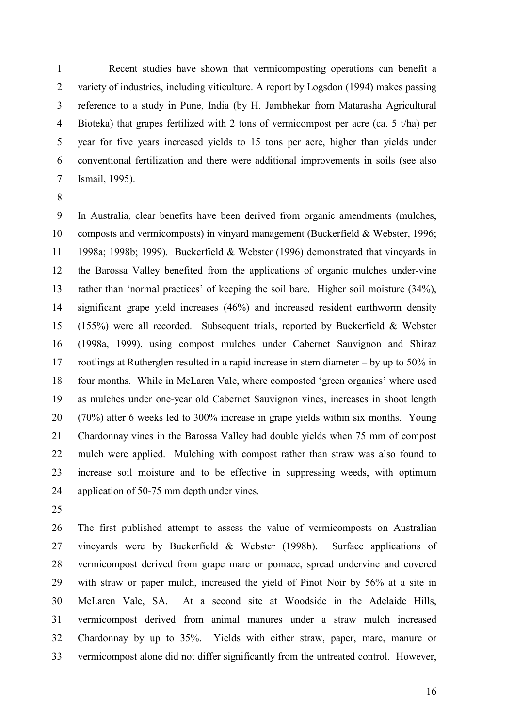Recent studies have shown that vermicomposting operations can benefit a variety of industries, including viticulture. A report by Logsdon (1994) makes passing reference to a study in Pune, India (by H. Jambhekar from Matarasha Agricultural Bioteka) that grapes fertilized with 2 tons of vermicompost per acre (ca. 5 t/ha) per year for five years increased yields to 15 tons per acre, higher than yields under conventional fertilization and there were additional improvements in soils (see also Ismail, 1995).

In Australia, clear benefits have been derived from organic amendments (mulches, composts and vermicomposts) in vinyard management (Buckerfield & Webster, 1996; 1998a; 1998b; 1999). Buckerfield & Webster (1996) demonstrated that vineyards in the Barossa Valley benefited from the applications of organic mulches under-vine rather than 'normal practices' of keeping the soil bare. Higher soil moisture (34%), significant grape yield increases (46%) and increased resident earthworm density (155%) were all recorded. Subsequent trials, reported by Buckerfield & Webster (1998a, 1999), using compost mulches under Cabernet Sauvignon and Shiraz rootlings at Rutherglen resulted in a rapid increase in stem diameter – by up to 50% in four months. While in McLaren Vale, where composted 'green organics' where used as mulches under one-year old Cabernet Sauvignon vines, increases in shoot length (70%) after 6 weeks led to 300% increase in grape yields within six months. Young Chardonnay vines in the Barossa Valley had double yields when 75 mm of compost mulch were applied. Mulching with compost rather than straw was also found to increase soil moisture and to be effective in suppressing weeds, with optimum application of 50-75 mm depth under vines.

The first published attempt to assess the value of vermicomposts on Australian vineyards were by Buckerfield & Webster (1998b). Surface applications of vermicompost derived from grape marc or pomace, spread undervine and covered with straw or paper mulch, increased the yield of Pinot Noir by 56% at a site in McLaren Vale, SA. At a second site at Woodside in the Adelaide Hills, vermicompost derived from animal manures under a straw mulch increased Chardonnay by up to 35%. Yields with either straw, paper, marc, manure or vermicompost alone did not differ significantly from the untreated control. However,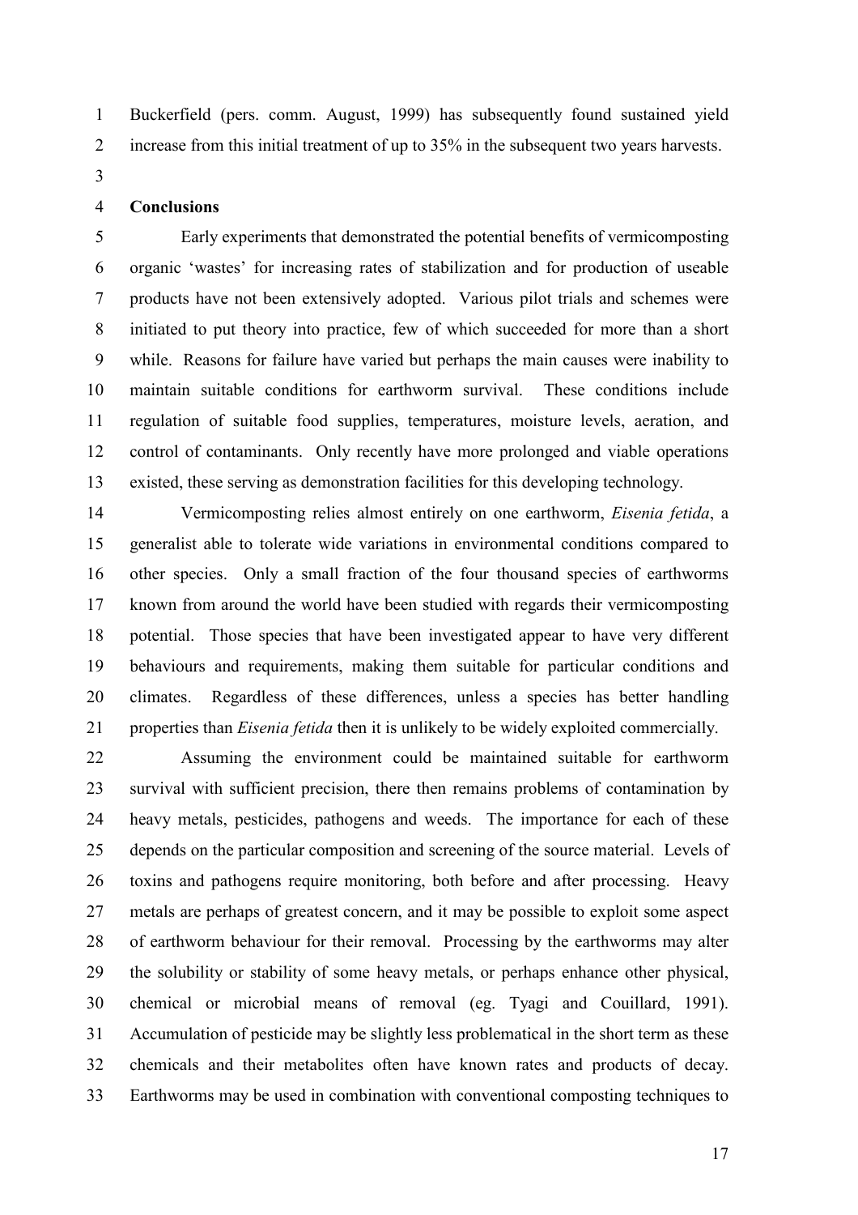Buckerfield (pers. comm. August, 1999) has subsequently found sustained yield increase from this initial treatment of up to 35% in the subsequent two years harvests.

## Conclusions

Early experiments that demonstrated the potential benefits of vermicomposting organic 'wastes' for increasing rates of stabilization and for production of useable products have not been extensively adopted. Various pilot trials and schemes were initiated to put theory into practice, few of which succeeded for more than a short while. Reasons for failure have varied but perhaps the main causes were inability to maintain suitable conditions for earthworm survival. These conditions include regulation of suitable food supplies, temperatures, moisture levels, aeration, and control of contaminants. Only recently have more prolonged and viable operations existed, these serving as demonstration facilities for this developing technology.

Vermicomposting relies almost entirely on one earthworm, *Eisenia fetida*, a generalist able to tolerate wide variations in environmental conditions compared to other species. Only a small fraction of the four thousand species of earthworms known from around the world have been studied with regards their vermicomposting potential. Those species that have been investigated appear to have very different behaviours and requirements, making them suitable for particular conditions and climates. Regardless of these differences, unless a species has better handling properties than *Eisenia fetida* then it is unlikely to be widely exploited commercially.

Assuming the environment could be maintained suitable for earthworm survival with sufficient precision, there then remains problems of contamination by heavy metals, pesticides, pathogens and weeds. The importance for each of these depends on the particular composition and screening of the source material. Levels of toxins and pathogens require monitoring, both before and after processing. Heavy metals are perhaps of greatest concern, and it may be possible to exploit some aspect of earthworm behaviour for their removal. Processing by the earthworms may alter the solubility or stability of some heavy metals, or perhaps enhance other physical, chemical or microbial means of removal (eg. Tyagi and Couillard, 1991). Accumulation of pesticide may be slightly less problematical in the short term as these chemicals and their metabolites often have known rates and products of decay. Earthworms may be used in combination with conventional composting techniques to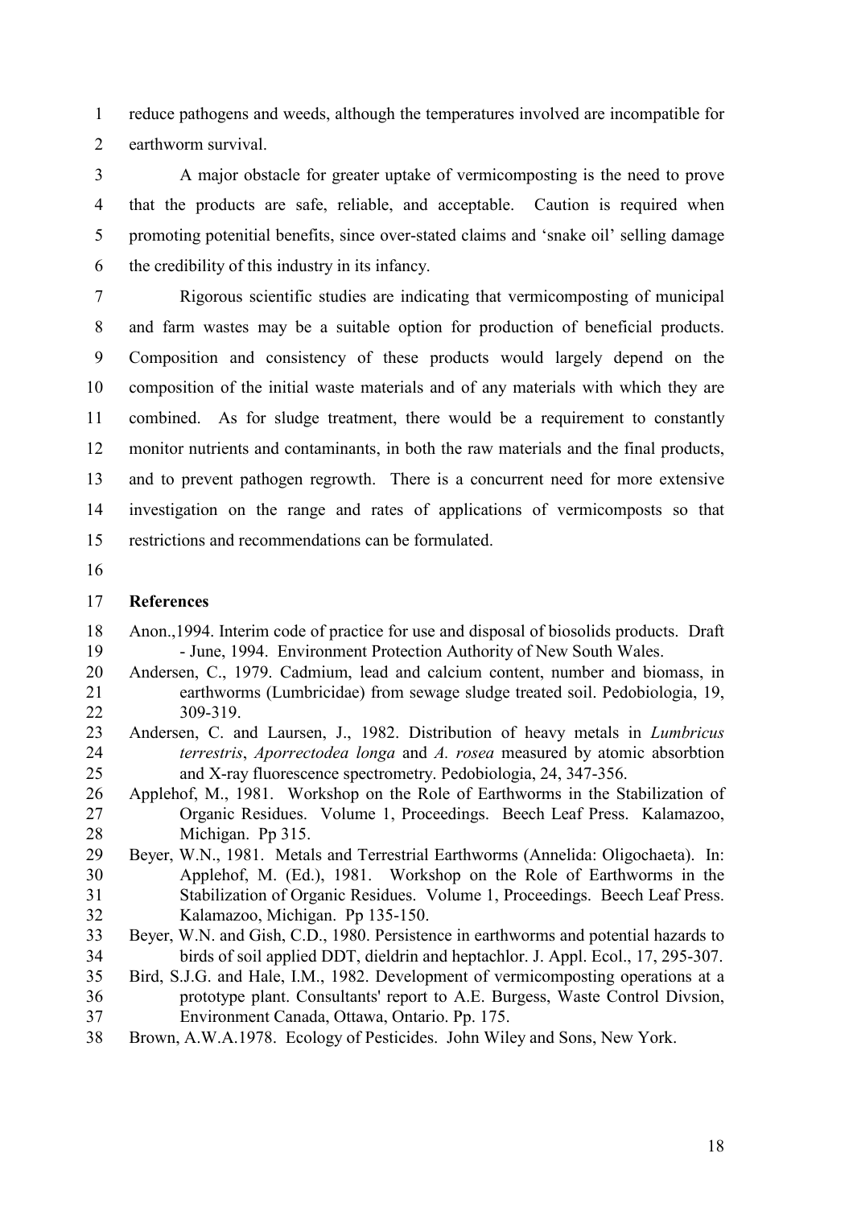reduce pathogens and weeds, although the temperatures involved are incompatible for earthworm survival.

A major obstacle for greater uptake of vermicomposting is the need to prove that the products are safe, reliable, and acceptable. Caution is required when promoting potenitial benefits, since over-stated claims and 'snake oil' selling damage the credibility of this industry in its infancy.

Rigorous scientific studies are indicating that vermicomposting of municipal and farm wastes may be a suitable option for production of beneficial products. Composition and consistency of these products would largely depend on the composition of the initial waste materials and of any materials with which they are combined. As for sludge treatment, there would be a requirement to constantly monitor nutrients and contaminants, in both the raw materials and the final products, and to prevent pathogen regrowth. There is a concurrent need for more extensive investigation on the range and rates of applications of vermicomposts so that restrictions and recommendations can be formulated.

**References**

Anon.,1994. Interim code of practice for use and disposal of biosolids products. Draft - June, 1994. Environment Protection Authority of New South Wales.

Andersen, C., 1979. Cadmium, lead and calcium content, number and biomass, in earthworms (Lumbricidae) from sewage sludge treated soil. Pedobiologia, 19, 309-319.

Andersen, C. and Laursen, J., 1982. Distribution of heavy metals in *Lumbricus terrestris*, *Aporrectodea longa* and *A. rosea* measured by atomic absorbtion and X-ray fluorescence spectrometry. Pedobiologia, 24, 347-356.

Applehof, M., 1981. Workshop on the Role of Earthworms in the Stabilization of Organic Residues. Volume 1, Proceedings. Beech Leaf Press. Kalamazoo, Michigan. Pp 315.

Beyer, W.N., 1981. Metals and Terrestrial Earthworms (Annelida: Oligochaeta). In: Applehof, M. (Ed.), 1981. Workshop on the Role of Earthworms in the Stabilization of Organic Residues. Volume 1, Proceedings. Beech Leaf Press. Kalamazoo, Michigan. Pp 135-150.

Beyer, W.N. and Gish, C.D., 1980. Persistence in earthworms and potential hazards to birds of soil applied DDT, dieldrin and heptachlor. J. Appl. Ecol., 17, 295-307.

Bird, S.J.G. and Hale, I.M., 1982. Development of vermicomposting operations at a prototype plant. Consultants' report to A.E. Burgess, Waste Control Divsion, Environment Canada, Ottawa, Ontario. Pp. 175.

Brown, A.W.A.1978. Ecology of Pesticides. John Wiley and Sons, New York.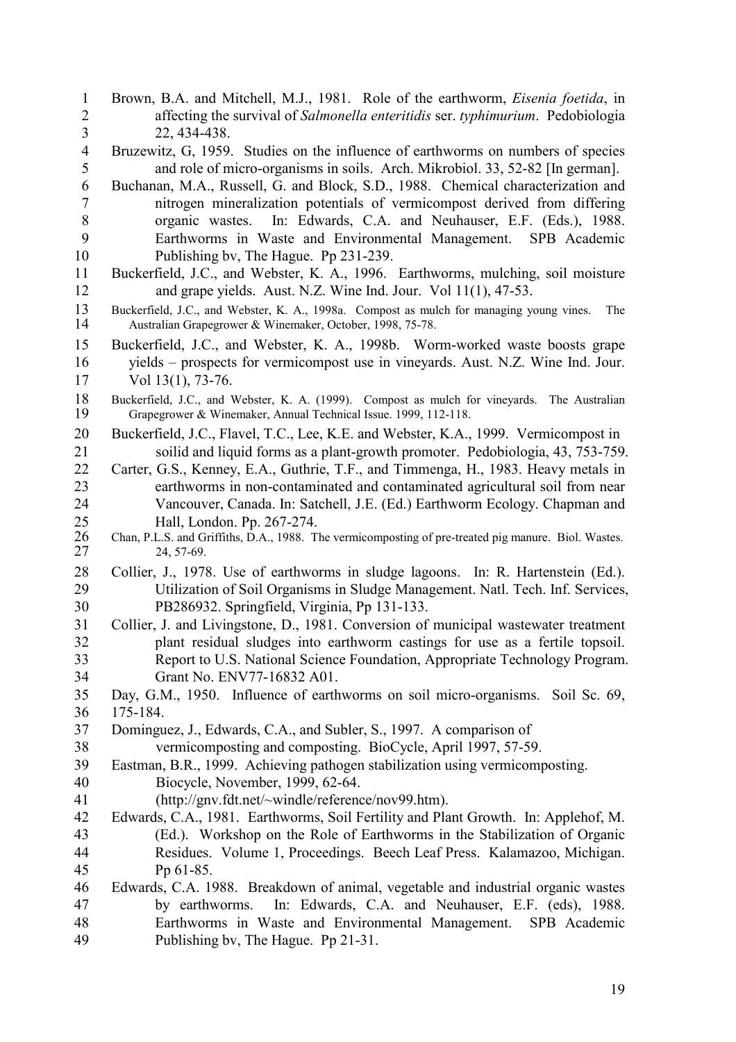Brown, B.A. and Mitchell, M.J., 1981. Role of the earthworm, *Eisenia foetida*, in affecting the survival of *Salmonella enteritidis* ser. *typhimurium*. Pedobiologia 22, 434-438.

Bruzewitz, G, 1959. Studies on the influence of earthworms on numbers of species and role of micro-organisms in soils. Arch. Mikrobiol. 33, 52-82 [In german].

Buchanan, M.A., Russell, G. and Block, S.D., 1988. Chemical characterization and nitrogen mineralization potentials of vermicompost derived from differing organic wastes. In: Edwards, C.A. and Neuhauser, E.F. (Eds.), 1988. Earthworms in Waste and Environmental Management. SPB Academic Publishing bv, The Hague. Pp 231-239.

Buckerfield, J.C., and Webster, K. A., 1996. Earthworms, mulching, soil moisture and grape yields. Aust. N.Z. Wine Ind. Jour. Vol 11(1), 47-53.

Buckerfield, J.C., and Webster, K. A., 1998a. Compost as mulch for managing young vines. The Australian Grapegrower & Winemaker, October, 1998, 75-78.

Buckerfield, J.C., and Webster, K. A., 1998b. Worm-worked waste boosts grape yields – prospects for vermicompost use in vineyards. Aust. N.Z. Wine Ind. Jour. Vol 13(1), 73-76.

Buckerfield, J.C., and Webster, K. A. (1999). Compost as mulch for vineyards. The Australian Grapegrower & Winemaker, Annual Technical Issue. 1999, 112-118.

Buckerfield, J.C., Flavel, T.C., Lee, K.E. and Webster, K.A., 1999. Vermicompost in soilid and liquid forms as a plant-growth promoter. Pedobiologia, 43, 753-759.

Carter, G.S., Kenney, E.A., Guthrie, T.F., and Timmenga, H., 1983. Heavy metals in earthworms in non-contaminated and contaminated agricultural soil from near Vancouver, Canada. In: Satchell, J.E. (Ed.) Earthworm Ecology. Chapman and Hall, London. Pp. 267-274.

Chan, P.L.S. and Griffiths, D.A., 1988. The vermicomposting of pre-treated pig manure. Biol. Wastes. 24, 57-69.

Collier, J., 1978. Use of earthworms in sludge lagoons. In: R. Hartenstein (Ed.). Utilization of Soil Organisms in Sludge Management. Natl. Tech. Inf. Services, PB286932. Springfield, Virginia, Pp 131-133.

Collier, J. and Livingstone, D., 1981. Conversion of municipal wastewater treatment plant residual sludges into earthworm castings for use as a fertile topsoil. Report to U.S. National Science Foundation, Appropriate Technology Program. Grant No. ENV77-16832 A01.

Day, G.M., 1950. Influence of earthworms on soil micro-organisms. Soil Sc. 69, 175-184.

Dominguez, J., Edwards, C.A., and Subler, S., 1997. A comparison of vermicomposting and composting. BioCycle, April 1997, 57-59.

Eastman, B.R., 1999. Achieving pathogen stabilization using vermicomposting. Biocycle, November, 1999, 62-64. (http://gnv.fdt.net/~windle/reference/nov99.htm).

Edwards, C.A., 1981. Earthworms, Soil Fertility and Plant Growth. In: Applehof, M. (Ed.). Workshop on the Role of Earthworms in the Stabilization of Organic Residues. Volume 1, Proceedings. Beech Leaf Press. Kalamazoo, Michigan. Pp 61-85.

Edwards, C.A. 1988. Breakdown of animal, vegetable and industrial organic wastes by earthworms. In: Edwards, C.A. and Neuhauser, E.F. (eds), 1988. Earthworms in Waste and Environmental Management. SPB Academic Publishing bv, The Hague. Pp 21-31.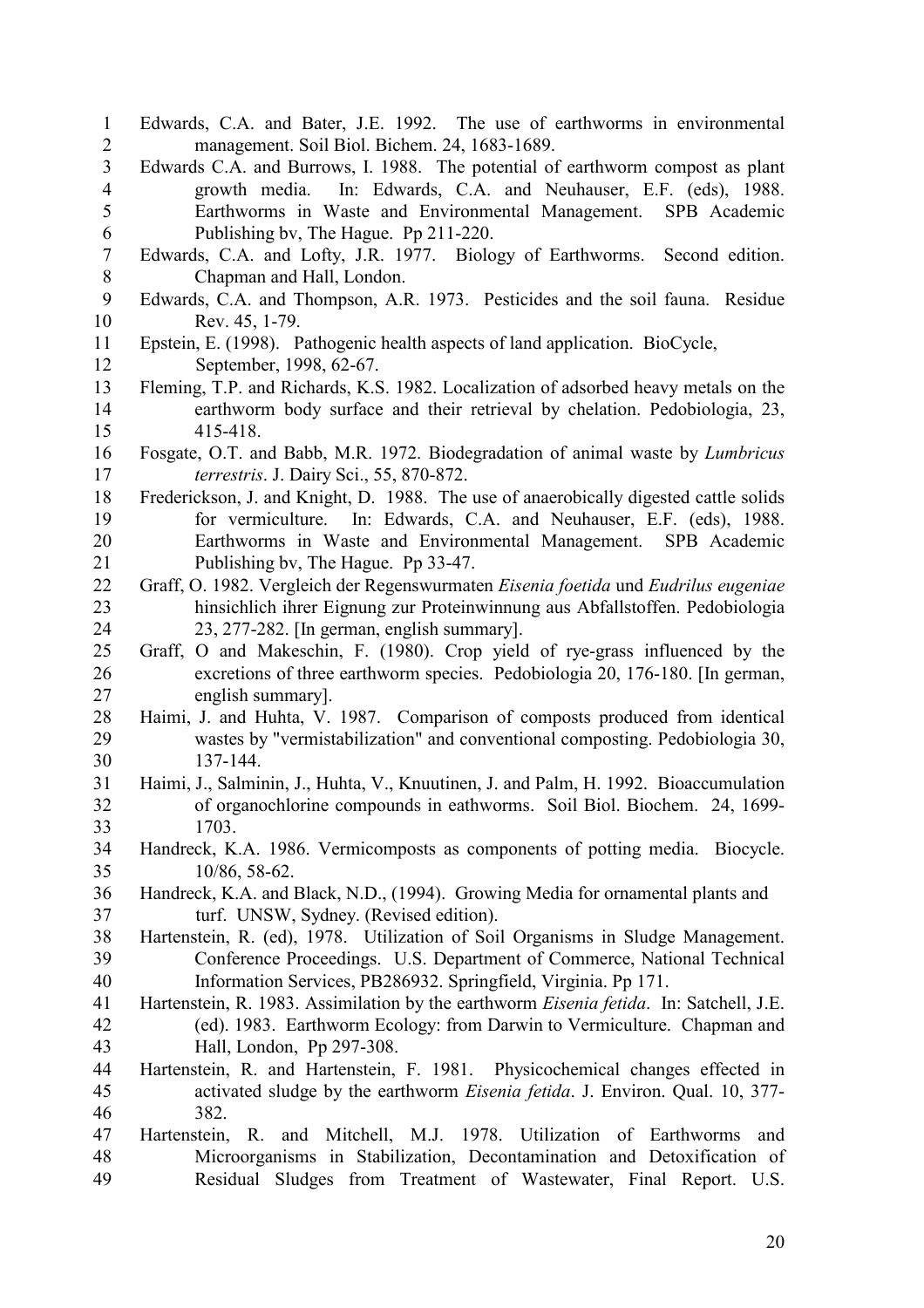Edwards, C.A. and Bater, J.E. 1992. The use of earthworms in environmental management. Soil Biol. Bichem. 24, 1683-1689.

Edwards C.A. and Burrows, I. 1988. The potential of earthworm compost as plant growth media. In: Edwards, C.A. and Neuhauser, E.F. (eds), 1988. Earthworms in Waste and Environmental Management. SPB Academic Publishing bv, The Hague. Pp 211-220.

Edwards, C.A. and Lofty, J.R. 1977. Biology of Earthworms. Second edition. Chapman and Hall, London.

Edwards, C.A. and Thompson, A.R. 1973. Pesticides and the soil fauna. Residue Rev. 45, 1-79.

Epstein, E. (1998). Pathogenic health aspects of land application. BioCycle, September, 1998, 62-67.

Fleming, T.P. and Richards, K.S. 1982. Localization of adsorbed heavy metals on the earthworm body surface and their retrieval by chelation. Pedobiologia, 23, 415-418.

Fosgate, O.T. and Babb, M.R. 1972. Biodegradation of animal waste by *Lumbricus terrestris*. J. Dairy Sci., 55, 870-872.

Frederickson, J. and Knight, D. 1988. The use of anaerobically digested cattle solids for vermiculture. In: Edwards, C.A. and Neuhauser, E.F. (eds), 1988. Earthworms in Waste and Environmental Management. SPB Academic Publishing bv, The Hague. Pp 33-47.

Graff, O. 1982. Vergleich der Regenswurmaten *Eisenia foetida* und *Eudrilus eugeniae* hinsichlich ihrer Eignung zur Proteinwinnung aus Abfallstoffen. Pedobiologia 23, 277-282. [In german, english summary].

Graff, O and Makeschin, F. (1980). Crop yield of rye-grass influenced by the excretions of three earthworm species. Pedobiologia 20, 176-180. [In german, english summary].

Haimi, J. and Huhta, V. 1987. Comparison of composts produced from identical wastes by "vermistabilization" and conventional composting. Pedobiologia 30, 137-144.

Haimi, J., Salminin, J., Huhta, V., Knuutinen, J. and Palm, H. 1992. Bioaccumulation of organochlorine compounds in eathworms. Soil Biol. Biochem. 24, 1699-1703.

Handreck, K.A. 1986. Vermicomposts as components of potting media. Biocycle. 10/86, 58-62.

Handreck, K.A. and Black, N.D., (1994). Growing Media for ornamental plants and turf. UNSW, Sydney. (Revised edition).

Hartenstein, R. (ed), 1978. Utilization of Soil Organisms in Sludge Management. Conference Proceedings. U.S. Department of Commerce, National Technical Information Services, PB286932. Springfield, Virginia. Pp 171.

Hartenstein, R. 1983. Assimilation by the earthworm *Eisenia fetida*. In: Satchell, J.E. (ed). 1983. Earthworm Ecology: from Darwin to Vermiculture. Chapman and Hall, London, Pp 297-308.

Hartenstein, R. and Hartenstein, F. 1981. Physicochemical changes effected in activated sludge by the earthworm *Eisenia fetida*. J. Environ. Qual. 10, 377-382.

Hartenstein, R. and Mitchell, M.J. 1978. Utilization of Earthworms and Microorganisms in Stabilization, Decontamination and Detoxification of Residual Sludges from Treatment of Wastewater, Final Report. U.S.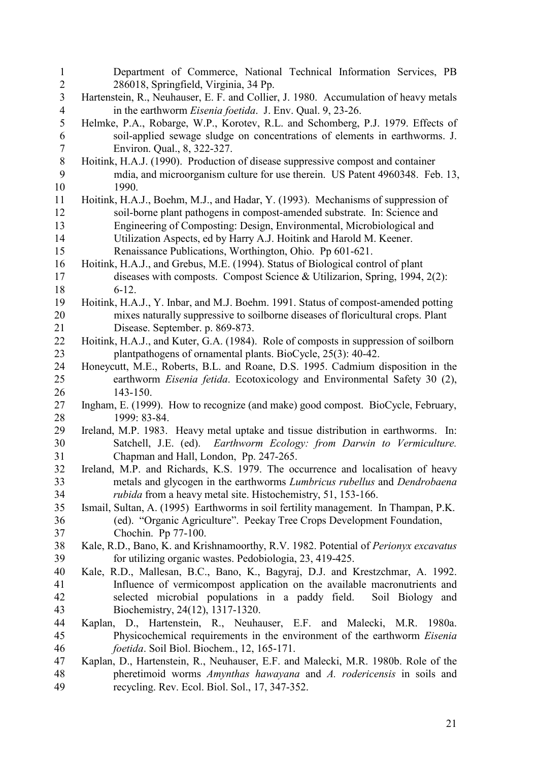Department of Commerce, National Technical Information Services, PB 286018, Springfield, Virginia, 34 Pp.

Hartenstein, R., Neuhauser, E. F. and Collier, J. 1980. Accumulation of heavy metals in the earthworm *Eisenia foetida*. J. Env. Qual. 9, 23-26.

Helmke, P.A., Robarge, W.P., Korotev, R.L. and Schomberg, P.J. 1979. Effects of soil-applied sewage sludge on concentrations of elements in earthworms. J. Environ. Qual., 8, 322-327.

Hoitink, H.A.J. (1990). Production of disease suppressive compost and container mdia, and microorganism culture for use therein. US Patent 4960348. Feb. 13, 1990.

Hoitink, H.A.J., Boehm, M.J., and Hadar, Y. (1993). Mechanisms of suppression of soil-borne plant pathogens in compost-amended substrate. In: Science and Engineering of Composting: Design, Environmental, Microbiological and Utilization Aspects, ed by Harry A.J. Hoitink and Harold M. Keener. Renaissance Publications, Worthington, Ohio. Pp 601-621.

Hoitink, H.A.J., and Grebus, M.E. (1994). Status of Biological control of plant diseases with composts. Compost Science & Utilizarion, Spring, 1994, 2(2): 6-12.

Hoitink, H.A.J., Y. Inbar, and M.J. Boehm. 1991. Status of compost-amended potting mixes naturally suppressive to soilborne diseases of floricultural crops. Plant Disease. September. p. 869-873.

Hoitink, H.A.J., and Kuter, G.A. (1984). Role of composts in suppression of soilborn plantpathogens of ornamental plants. BioCycle, 25(3): 40-42.

Honeycutt, M.E., Roberts, B.L. and Roane, D.S. 1995. Cadmium disposition in the earthworm *Eisenia fetida*. Ecotoxicology and Environmental Safety 30 (2), 143-150.

Ingham, E. (1999). How to recognize (and make) good compost. BioCycle, February, 1999: 83-84.

Ireland, M.P. 1983. Heavy metal uptake and tissue distribution in earthworms. In: Satchell, J.E. (ed). *Earthworm Ecology: from Darwin to Vermiculture.* Chapman and Hall, London, Pp. 247-265.

Ireland, M.P. and Richards, K.S. 1979. The occurrence and localisation of heavy metals and glycogen in the earthworms *Lumbricus rubellus* and *Dendrobaena rubida* from a heavy metal site. Histochemistry, 51, 153-166.

Ismail, Sultan, A. (1995) Earthworms in soil fertility management. In Thampan, P.K. (ed). "Organic Agriculture". Peekay Tree Crops Development Foundation, Chochin. Pp 77-100.

Kale, R.D., Bano, K. and Krishnamoorthy, R.V. 1982. Potential of *Perionyx excavatus* for utilizing organic wastes. Pedobiologia, 23, 419-425.

Kale, R.D., Mallesan, B.C., Bano, K., Bagyraj, D.J. and Krestzchmar, A. 1992. Influence of vermicompost application on the available macronutrients and selected microbial populations in a paddy field. Soil Biology and Biochemistry, 24(12), 1317-1320.

Kaplan, D., Hartenstein, R., Neuhauser, E.F. and Malecki, M.R. 1980a. Physicochemical requirements in the environment of the earthworm *Eisenia foetida*. Soil Biol. Biochem., 12, 165-171.

Kaplan, D., Hartenstein, R., Neuhauser, E.F. and Malecki, M.R. 1980b. Role of the pheretimoid worms *Amynthas hawayana* and *A. rodericensis* in soils and recycling. Rev. Ecol. Biol. Sol., 17, 347-352.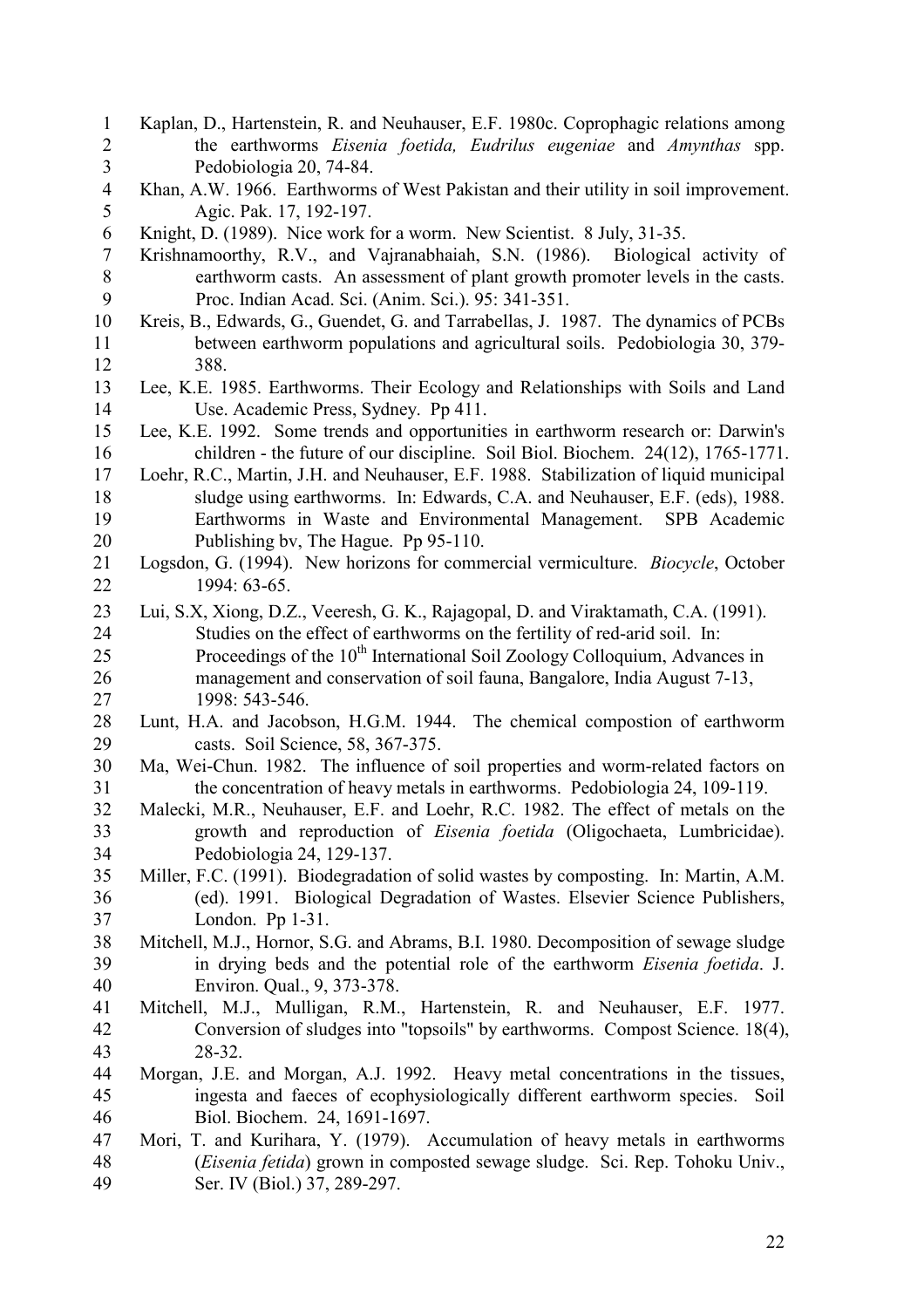Kaplan, D., Hartenstein, R. and Neuhauser, E.F. 1980c. Coprophagic relations among the earthworms *Eisenia foetida, Eudrilus eugeniae* and *Amynthas* spp. Pedobiologia 20, 74-84.

Khan, A.W. 1966. Earthworms of West Pakistan and their utility in soil improvement. Agic. Pak. 17, 192-197.

Knight, D. (1989). Nice work for a worm. New Scientist. 8 July, 31-35.

Krishnamoorthy, R.V., and Vajranabhaiah, S.N. (1986). Biological activity of earthworm casts. An assessment of plant growth promoter levels in the casts. Proc. Indian Acad. Sci. (Anim. Sci.). 95: 341-351.

Kreis, B., Edwards, G., Guendet, G. and Tarrabellas, J. 1987. The dynamics of PCBs between earthworm populations and agricultural soils. Pedobiologia 30, 379-388.

Lee, K.E. 1985. Earthworms. Their Ecology and Relationships with Soils and Land Use. Academic Press, Sydney. Pp 411.

Lee, K.E. 1992. Some trends and opportunities in earthworm research or: Darwin's children - the future of our discipline. Soil Biol. Biochem. 24(12), 1765-1771.

Loehr, R.C., Martin, J.H. and Neuhauser, E.F. 1988. Stabilization of liquid municipal sludge using earthworms. In: Edwards, C.A. and Neuhauser, E.F. (eds), 1988. Earthworms in Waste and Environmental Management. SPB Academic Publishing bv, The Hague. Pp 95-110.

Logsdon, G. (1994). New horizons for commercial vermiculture. *Biocycle*, October 1994: 63-65.

Lui, S.X, Xiong, D.Z., Veeresh, G. K., Rajagopal, D. and Viraktamath, C.A. (1991). Studies on the effect of earthworms on the fertility of red-arid soil. In: Proceedings of the 10th International Soil Zoology Colloquium, Advances in management and conservation of soil fauna, Bangalore, India August 7-13, 1998: 543-546.

Lunt, H.A. and Jacobson, H.G.M. 1944. The chemical compostion of earthworm casts. Soil Science, 58, 367-375.

Ma, Wei-Chun. 1982. The influence of soil properties and worm-related factors on the concentration of heavy metals in earthworms. Pedobiologia 24, 109-119.

Malecki, M.R., Neuhauser, E.F. and Loehr, R.C. 1982. The effect of metals on the growth and reproduction of *Eisenia foetida* (Oligochaeta, Lumbricidae). Pedobiologia 24, 129-137.

Miller, F.C. (1991). Biodegradation of solid wastes by composting. In: Martin, A.M. (ed). 1991. Biological Degradation of Wastes. Elsevier Science Publishers, London. Pp 1-31.

Mitchell, M.J., Hornor, S.G. and Abrams, B.I. 1980. Decomposition of sewage sludge in drying beds and the potential role of the earthworm *Eisenia foetida*. J. Environ. Qual., 9, 373-378.

Mitchell, M.J., Mulligan, R.M., Hartenstein, R. and Neuhauser, E.F. 1977. Conversion of sludges into "topsoils" by earthworms. Compost Science. 18(4), 28-32.

Morgan, J.E. and Morgan, A.J. 1992. Heavy metal concentrations in the tissues, ingesta and faeces of ecophysiologically different earthworm species. Soil Biol. Biochem. 24, 1691-1697.

Mori, T. and Kurihara, Y. (1979). Accumulation of heavy metals in earthworms (*Eisenia fetida*) grown in composted sewage sludge. Sci. Rep. Tohoku Univ., Ser. IV (Biol.) 37, 289-297.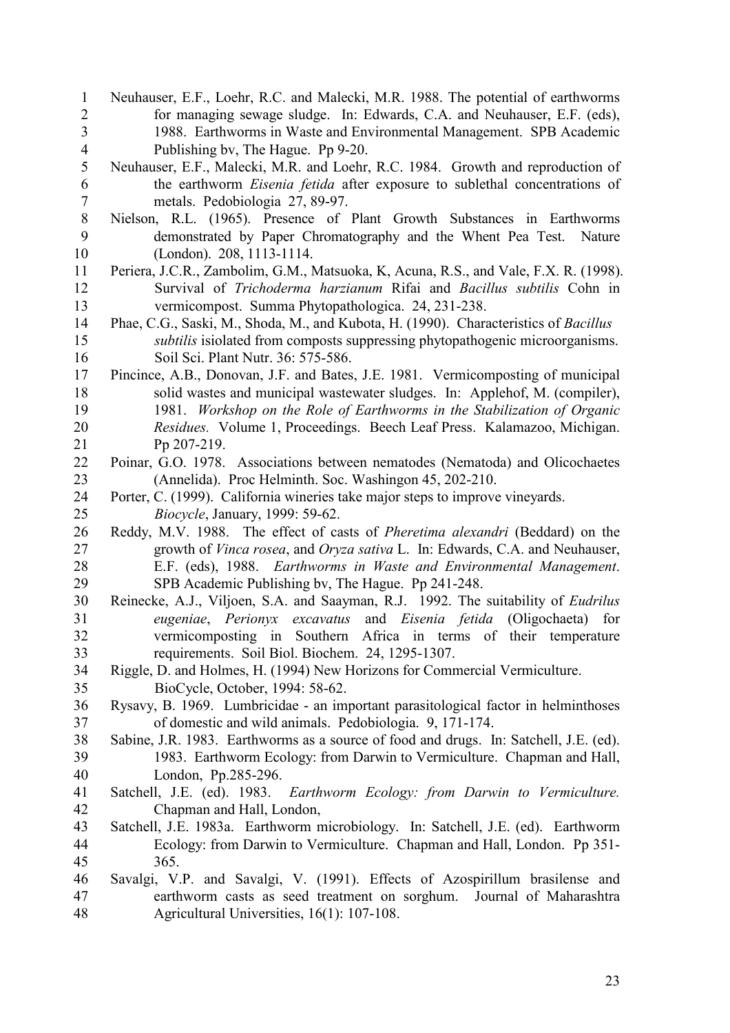Neuhauser, E.F., Loehr, R.C. and Malecki, M.R. 1988. The potential of earthworms for managing sewage sludge. In: Edwards, C.A. and Neuhauser, E.F. (eds), 1988. Earthworms in Waste and Environmental Management. SPB Academic Publishing bv, The Hague. Pp 9-20.

Neuhauser, E.F., Malecki, M.R. and Loehr, R.C. 1984. Growth and reproduction of the earthworm *Eisenia fetida* after exposure to sublethal concentrations of metals. Pedobiologia 27, 89-97.

Nielson, R.L. (1965). Presence of Plant Growth Substances in Earthworms demonstrated by Paper Chromatography and the Whent Pea Test. Nature (London). 208, 1113-1114.

Periera, J.C.R., Zambolim, G.M., Matsuoka, K, Acuna, R.S., and Vale, F.X. R. (1998). Survival of *Trichoderma harzianum* Rifai and *Bacillus subtilis* Cohn in vermicompost. Summa Phytopathologica. 24, 231-238.

Phae, C.G., Saski, M., Shoda, M., and Kubota, H. (1990). Characteristics of *Bacillus subtilis* isiolated from composts suppressing phytopathogenic microorganisms. Soil Sci. Plant Nutr. 36: 575-586.

Pincince, A.B., Donovan, J.F. and Bates, J.E. 1981. Vermicomposting of municipal solid wastes and municipal wastewater sludges. In: Applehof, M. (compiler), 1981. *Workshop on the Role of Earthworms in the Stabilization of Organic Residues.* Volume 1, Proceedings. Beech Leaf Press. Kalamazoo, Michigan. Pp 207-219.

Poinar, G.O. 1978. Associations between nematodes (Nematoda) and Olicochaetes (Annelida). Proc Helminth. Soc. Washingon 45, 202-210.

Porter, C. (1999). California wineries take major steps to improve vineyards. *Biocycle*, January, 1999: 59-62.

Reddy, M.V. 1988. The effect of casts of *Pheretima alexandri* (Beddard) on the growth of *Vinca rosea*, and *Oryza sativa* L. In: Edwards, C.A. and Neuhauser, E.F. (eds), 1988. *Earthworms in Waste and Environmental Management*. SPB Academic Publishing bv, The Hague. Pp 241-248.

Reinecke, A.J., Viljoen, S.A. and Saayman, R.J. 1992. The suitability of *Eudrilus eugeniae*, *Perionyx excavatus* and *Eisenia fetida* (Oligochaeta) for vermicomposting in Southern Africa in terms of their temperature requirements. Soil Biol. Biochem. 24, 1295-1307.

Riggle, D. and Holmes, H. (1994) New Horizons for Commercial Vermiculture. BioCycle, October, 1994: 58-62.

Rysavy, B. 1969. Lumbricidae - an important parasitological factor in helminthoses of domestic and wild animals. Pedobiologia. 9, 171-174.

Sabine, J.R. 1983. Earthworms as a source of food and drugs. In: Satchell, J.E. (ed). 1983. Earthworm Ecology: from Darwin to Vermiculture. Chapman and Hall, London, Pp.285-296.

Satchell, J.E. (ed). 1983. *Earthworm Ecology: from Darwin to Vermiculture.* Chapman and Hall, London,

Satchell, J.E. 1983a. Earthworm microbiology. In: Satchell, J.E. (ed). Earthworm Ecology: from Darwin to Vermiculture. Chapman and Hall, London. Pp 351-365.

Savalgi, V.P. and Savalgi, V. (1991). Effects of Azospirillum brasilense and earthworm casts as seed treatment on sorghum. Journal of Maharashtra Agricultural Universities, 16(1): 107-108.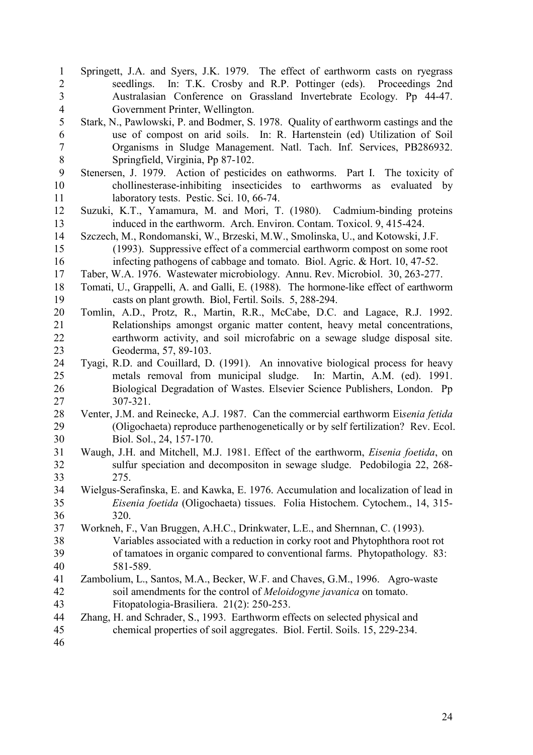Springett, J.A. and Syers, J.K. 1979. The effect of earthworm casts on ryegrass seedlings. In: T.K. Crosby and R.P. Pottinger (eds). Proceedings 2nd Australasian Conference on Grassland Invertebrate Ecology. Pp 44-47. Government Printer, Wellington.

Stark, N., Pawlowski, P. and Bodmer, S. 1978. Quality of earthworm castings and the use of compost on arid soils. In: R. Hartenstein (ed) Utilization of Soil Organisms in Sludge Management. Natl. Tach. Inf. Services, PB286932. Springfield, Virginia, Pp 87-102.

Stenersen, J. 1979. Action of pesticides on eathworms. Part I. The toxicity of chollinesterase-inhibiting insecticides to earthworms as evaluated by laboratory tests. Pestic. Sci. 10, 66-74.

Suzuki, K.T., Yamamura, M. and Mori, T. (1980). Cadmium-binding proteins induced in the earthworm. Arch. Environ. Contam. Toxicol. 9, 415-424.

Szczech, M., Rondomanski, W., Brzeski, M.W., Smolinska, U., and Kotowski, J.F. (1993). Suppressive effect of a commercial earthworm compost on some root infecting pathogens of cabbage and tomato. Biol. Agric. & Hort. 10, 47-52.

Taber, W.A. 1976. Wastewater microbiology. Annu. Rev. Microbiol. 30, 263-277.

Tomati, U., Grappelli, A. and Galli, E. (1988). The hormone-like effect of earthworm casts on plant growth. Biol, Fertil. Soils. 5, 288-294.

Tomlin, A.D., Protz, R., Martin, R.R., McCabe, D.C. and Lagace, R.J. 1992. Relationships amongst organic matter content, heavy metal concentrations, earthworm activity, and soil microfabric on a sewage sludge disposal site. Geoderma, 57, 89-103.

Tyagi, R.D. and Couillard, D. (1991). An innovative biological process for heavy metals removal from municipal sludge. In: Martin, A.M. (ed). 1991. Biological Degradation of Wastes. Elsevier Science Publishers, London. Pp 307-321.

Venter, J.M. and Reinecke, A.J. 1987. Can the commercial earthworm Ei*senia fetida* (Oligochaeta) reproduce parthenogenetically or by self fertilization? Rev. Ecol. Biol. Sol., 24, 157-170.

Waugh, J.H. and Mitchell, M.J. 1981. Effect of the earthworm, *Eisenia foetida*, on sulfur speciation and decompositon in sewage sludge. Pedobilogia 22, 268-275.

Wielgus-Serafinska, E. and Kawka, E. 1976. Accumulation and localization of lead in *Eisenia foetida* (Oligochaeta) tissues. Folia Histochem. Cytochem., 14, 315-320.

Workneh, F., Van Bruggen, A.H.C., Drinkwater, L.E., and Shernnan, C. (1993). Variables associated with a reduction in corky root and Phytophthora root rot of tamatoes in organic compared to conventional farms. Phytopathology. 83: 581-589.

Zambolium, L., Santos, M.A., Becker, W.F. and Chaves, G.M., 1996. Agro-waste soil amendments for the control of *Meloidogyne javanica* on tomato. Fitopatologia-Brasiliera. 21(2): 250-253.

Zhang, H. and Schrader, S., 1993. Earthworm effects on selected physical and chemical properties of soil aggregates. Biol. Fertil. Soils. 15, 229-234.